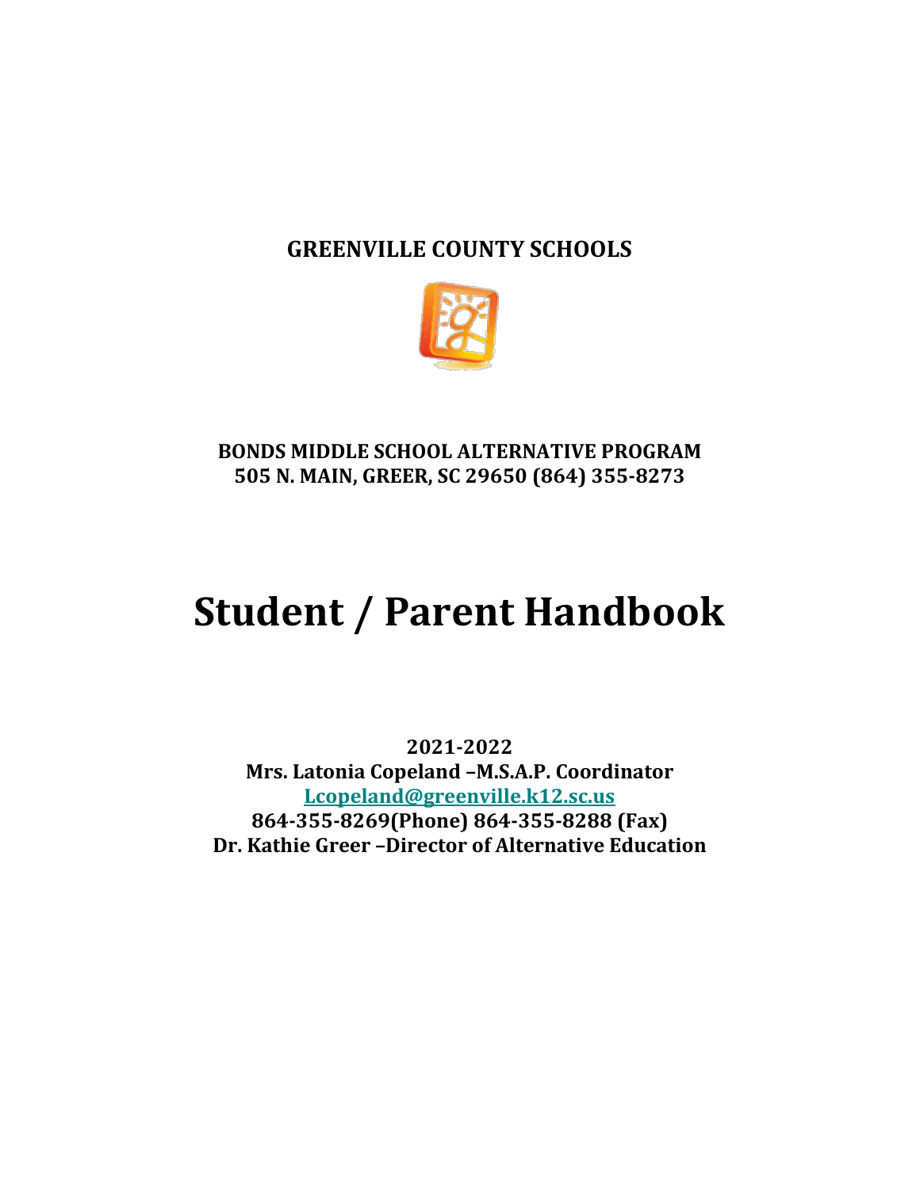**GREENVILLE COUNTY SCHOOLS**

**BONDS MIDDLE SCHOOL ALTERNATIVE PROGRAM**
**505 N. MAIN, GREER, SC 29650 (864) 355-8273**

# Student / Parent Handbook

**2021-2022**
**Mrs. Latonia Copeland –M.S.A.P. Coordinator**
**Lcopeland@greenville.k12.sc.us**
**864-355-8269(Phone) 864-355-8288 (Fax)**
**Dr. Kathie Greer –Director of Alternative Education**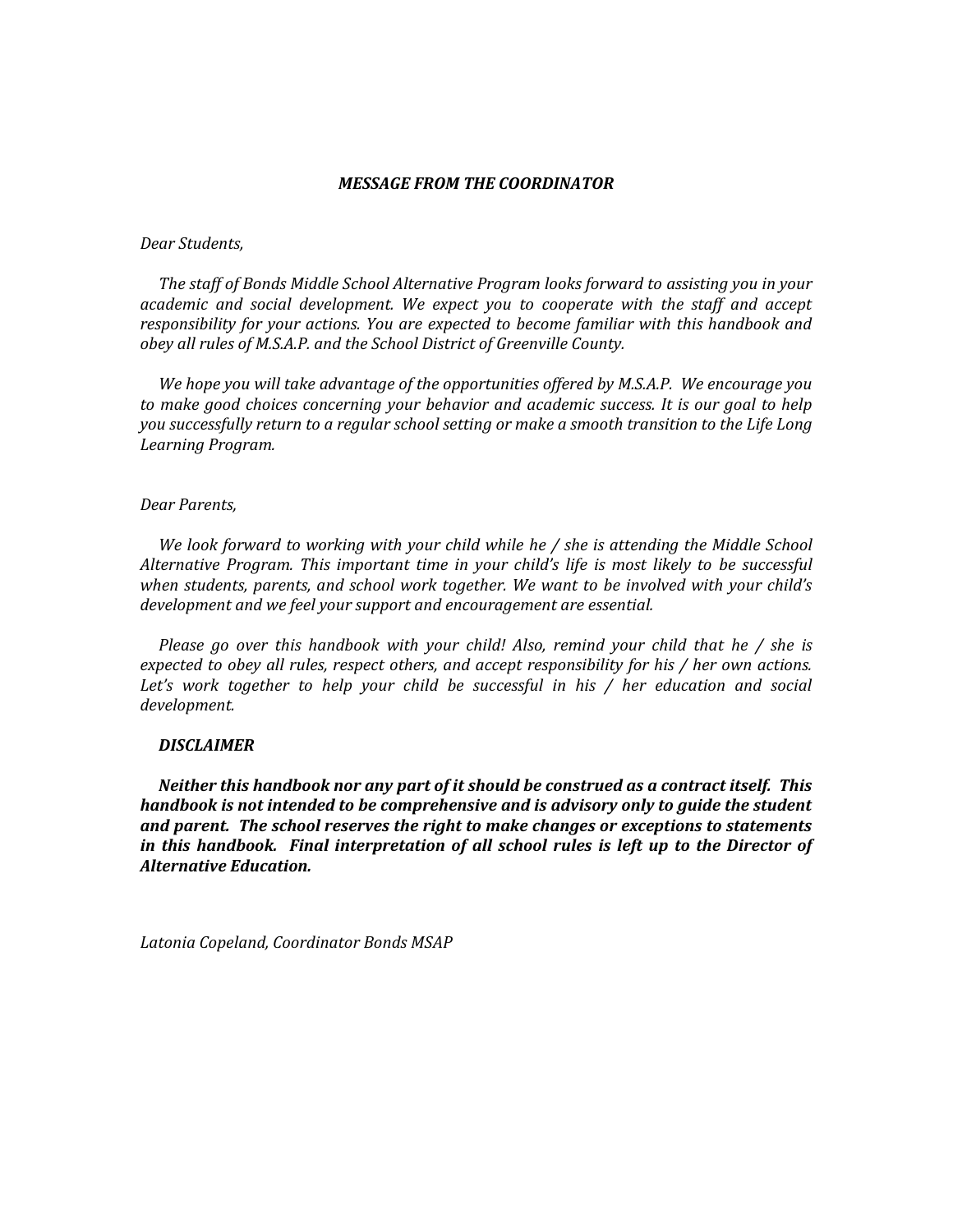## *MESSAGE FROM THE COORDINATOR*

*Dear Students,*

*The staff of Bonds Middle School Alternative Program looks forward to assisting you in your academic and social development. We expect you to cooperate with the staff and accept responsibility for your actions. You are expected to become familiar with this handbook and obey all rules of M.S.A.P. and the School District of Greenville County.*

*We hope you will take advantage of the opportunities offered by M.S.A.P. We encourage you to make good choices concerning your behavior and academic success. It is our goal to help you successfully return to a regular school setting or make a smooth transition to the Life Long Learning Program.*

*Dear Parents,*

*We look forward to working with your child while he / she is attending the Middle School Alternative Program. This important time in your child's life is most likely to be successful when students, parents, and school work together. We want to be involved with your child's development and we feel your support and encouragement are essential.*

*Please go over this handbook with your child! Also, remind your child that he / she is expected to obey all rules, respect others, and accept responsibility for his / her own actions. Let's work together to help your child be successful in his / her education and social development.*

***DISCLAIMER***

***Neither this handbook nor any part of it should be construed as a contract itself. This handbook is not intended to be comprehensive and is advisory only to guide the student and parent. The school reserves the right to make changes or exceptions to statements in this handbook. Final interpretation of all school rules is left up to the Director of Alternative Education.***

*Latonia Copeland, Coordinator Bonds MSAP*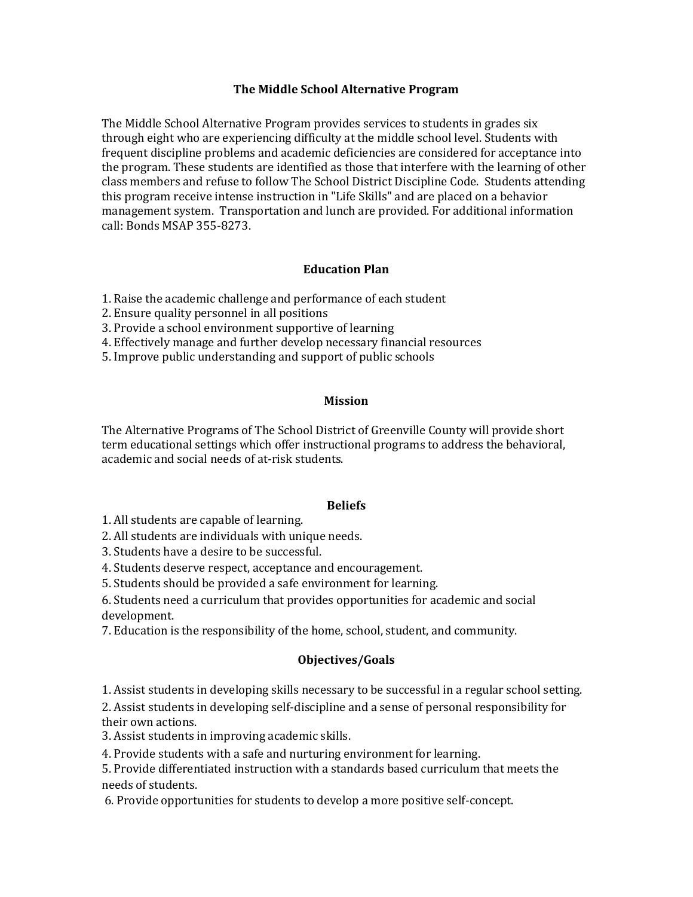# The Middle School Alternative Program

The Middle School Alternative Program provides services to students in grades six through eight who are experiencing difficulty at the middle school level. Students with frequent discipline problems and academic deficiencies are considered for acceptance into the program. These students are identified as those that interfere with the learning of other class members and refuse to follow The School District Discipline Code. Students attending this program receive intense instruction in "Life Skills" and are placed on a behavior management system. Transportation and lunch are provided. For additional information call: Bonds MSAP 355-8273.

## Education Plan

1. Raise the academic challenge and performance of each student
2. Ensure quality personnel in all positions
3. Provide a school environment supportive of learning
4. Effectively manage and further develop necessary financial resources
5. Improve public understanding and support of public schools

## Mission

The Alternative Programs of The School District of Greenville County will provide short term educational settings which offer instructional programs to address the behavioral, academic and social needs of at-risk students.

## Beliefs

1. All students are capable of learning.
2. All students are individuals with unique needs.
3. Students have a desire to be successful.
4. Students deserve respect, acceptance and encouragement.
5. Students should be provided a safe environment for learning.
6. Students need a curriculum that provides opportunities for academic and social development.
7. Education is the responsibility of the home, school, student, and community.

## Objectives/Goals

1. Assist students in developing skills necessary to be successful in a regular school setting.
2. Assist students in developing self-discipline and a sense of personal responsibility for their own actions.
3. Assist students in improving academic skills.
4. Provide students with a safe and nurturing environment for learning.
5. Provide differentiated instruction with a standards based curriculum that meets the needs of students.
6. Provide opportunities for students to develop a more positive self-concept.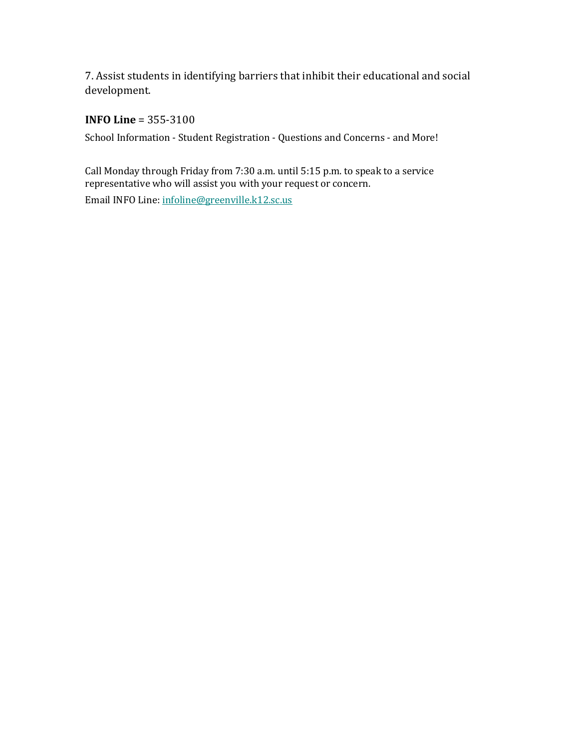7. Assist students in identifying barriers that inhibit their educational and social development.

**INFO Line** = 355-3100

School Information - Student Registration - Questions and Concerns - and More!

Call Monday through Friday from 7:30 a.m. until 5:15 p.m. to speak to a service representative who will assist you with your request or concern.

Email INFO Line: infoline@greenville.k12.sc.us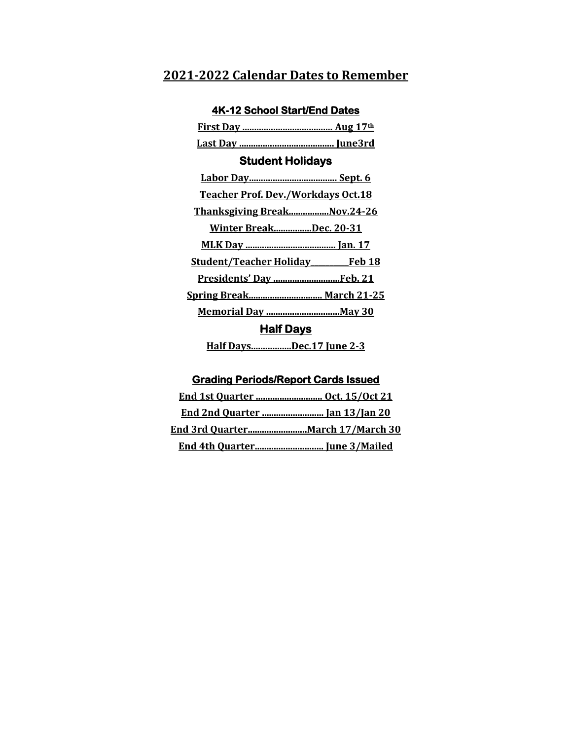# 2021-2022 Calendar Dates to Remember

## 4K-12 School Start/End Dates

**First Day ...................................... Aug 17th**

**Last Day ....................................... June3rd**

## Student Holidays

**Labor Day.................................... Sept. 6**

**Teacher Prof. Dev./Workdays Oct.18**

**Thanksgiving Break.................Nov.24-26**

**Winter Break................Dec. 20-31**

**MLK Day ...................................... Jan. 17**

**Student/Teacher Holiday__________Feb 18**

**Presidents' Day ............................Feb. 21**

**Spring Break.............................. March 21-25**

**Memorial Day ...............................May 30**

## Half Days

**Half Days.................Dec.17 June 2-3**

## Grading Periods/Report Cards Issued

**End 1st Quarter ............................ Oct. 15/Oct 21**

**End 2nd Quarter .......................... Jan 13/Jan 20**

**End 3rd Quarter.........................March 17/March 30**

**End 4th Quarter............................. June 3/Mailed**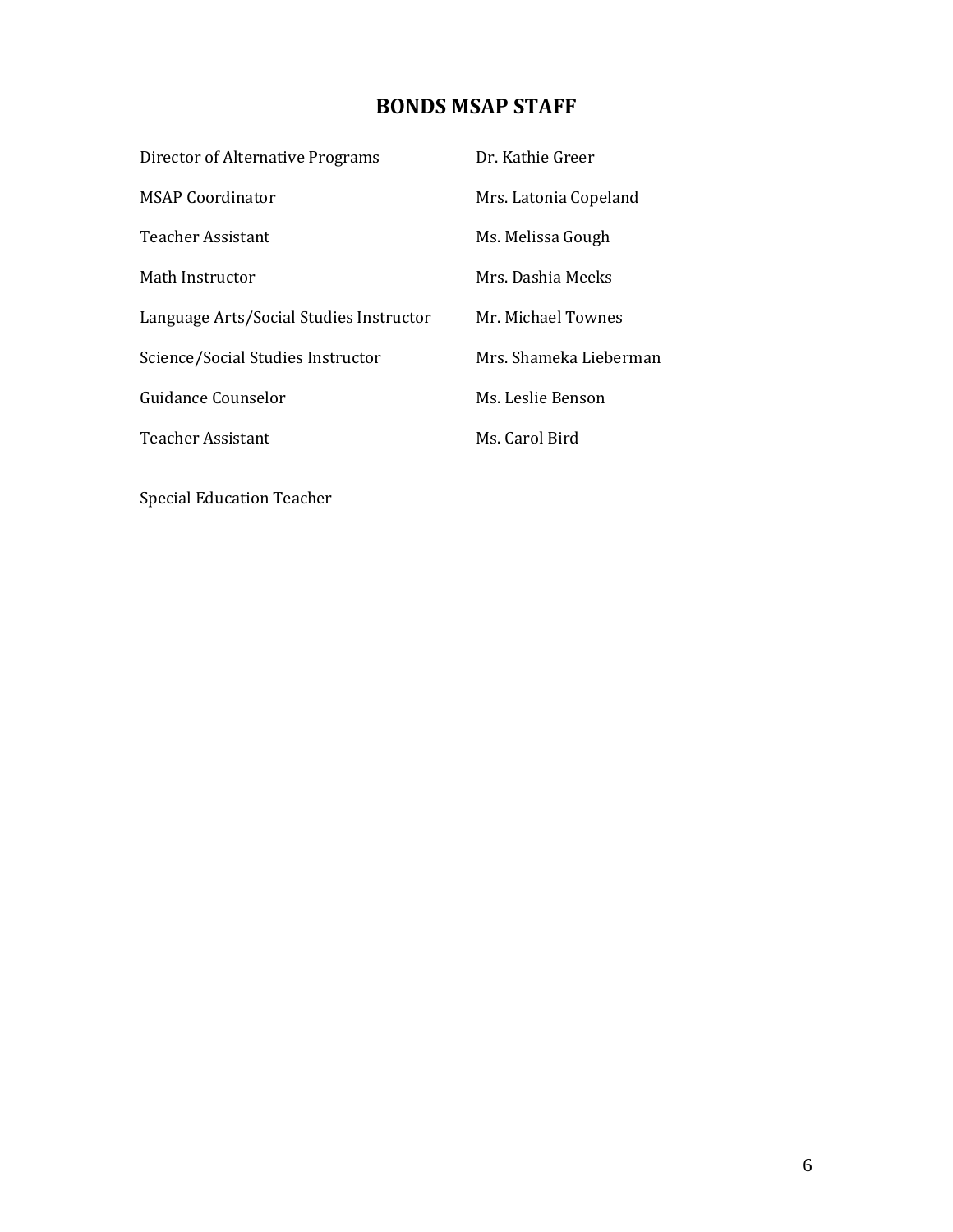# BONDS MSAP STAFF

| | |
|---|---|
| Director of Alternative Programs | Dr. Kathie Greer |
| MSAP Coordinator | Mrs. Latonia Copeland |
| Teacher Assistant | Ms. Melissa Gough |
| Math Instructor | Mrs. Dashia Meeks |
| Language Arts/Social Studies Instructor | Mr. Michael Townes |
| Science/Social Studies Instructor | Mrs. Shameka Lieberman |
| Guidance Counselor | Ms. Leslie Benson |
| Teacher Assistant | Ms. Carol Bird |
| Special Education Teacher | |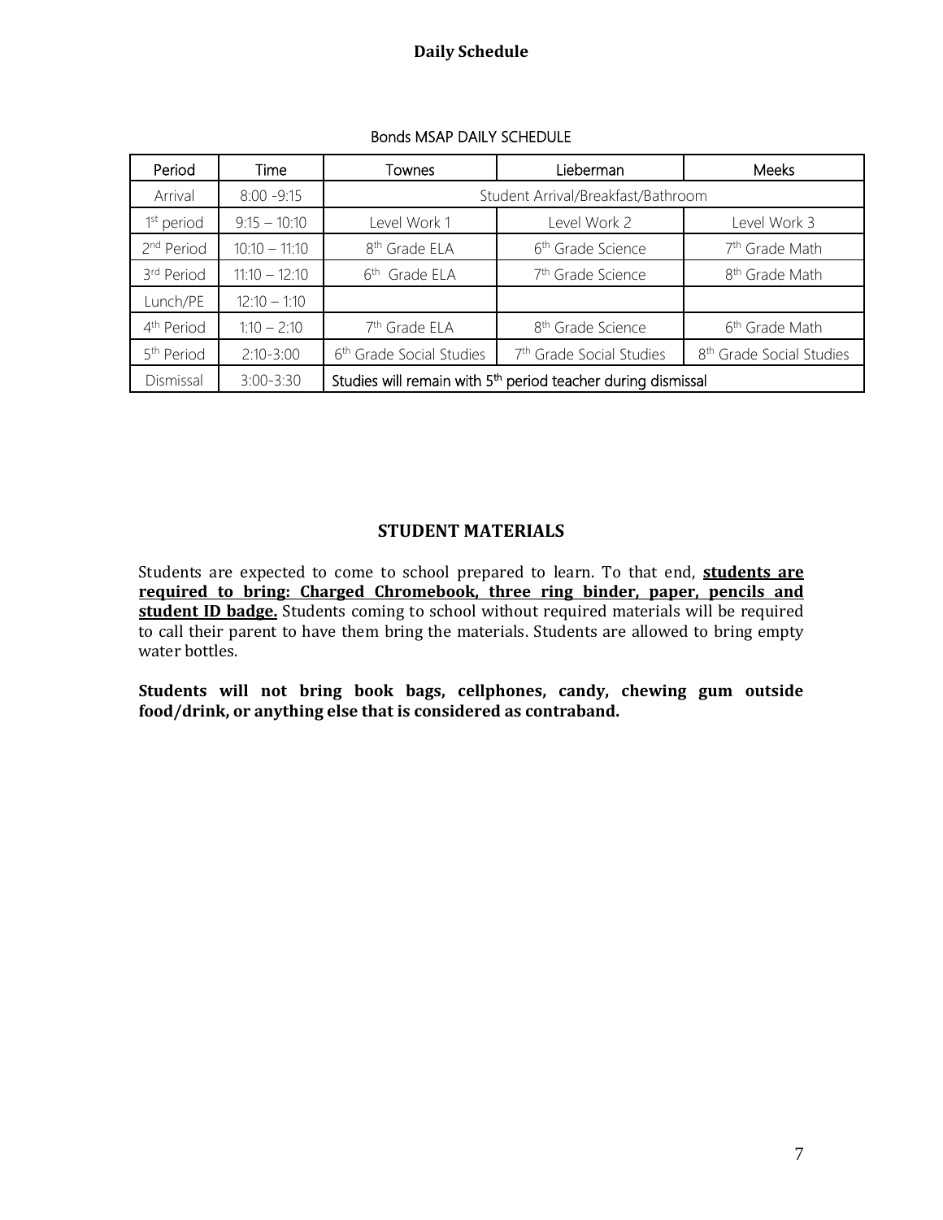## Daily Schedule

Bonds MSAP DAILY SCHEDULE

| Period | Time | Townes | Lieberman | Meeks |
|---|---|---|---|---|
| Arrival | 8:00 -9:15 | Student Arrival/Breakfast/Bathroom | | |
| 1st period | 9:15 – 10:10 | Level Work 1 | Level Work 2 | Level Work 3 |
| 2nd Period | 10:10 – 11:10 | 8th Grade ELA | 6th Grade Science | 7th Grade Math |
| 3rd Period | 11:10 – 12:10 | 6th Grade ELA | 7th Grade Science | 8th Grade Math |
| Lunch/PE | 12:10 – 1:10 | | | |
| 4th Period | 1:10 – 2:10 | 7th Grade ELA | 8th Grade Science | 6th Grade Math |
| 5th Period | 2:10-3:00 | 6th Grade Social Studies | 7th Grade Social Studies | 8th Grade Social Studies |
| Dismissal | 3:00-3:30 | Studies will remain with 5th period teacher during dismissal | | |

## STUDENT MATERIALS

Students are expected to come to school prepared to learn. To that end, **students are required to bring: Charged Chromebook, three ring binder, paper, pencils and student ID badge.** Students coming to school without required materials will be required to call their parent to have them bring the materials. Students are allowed to bring empty water bottles.

**Students will not bring book bags, cellphones, candy, chewing gum outside food/drink, or anything else that is considered as contraband.**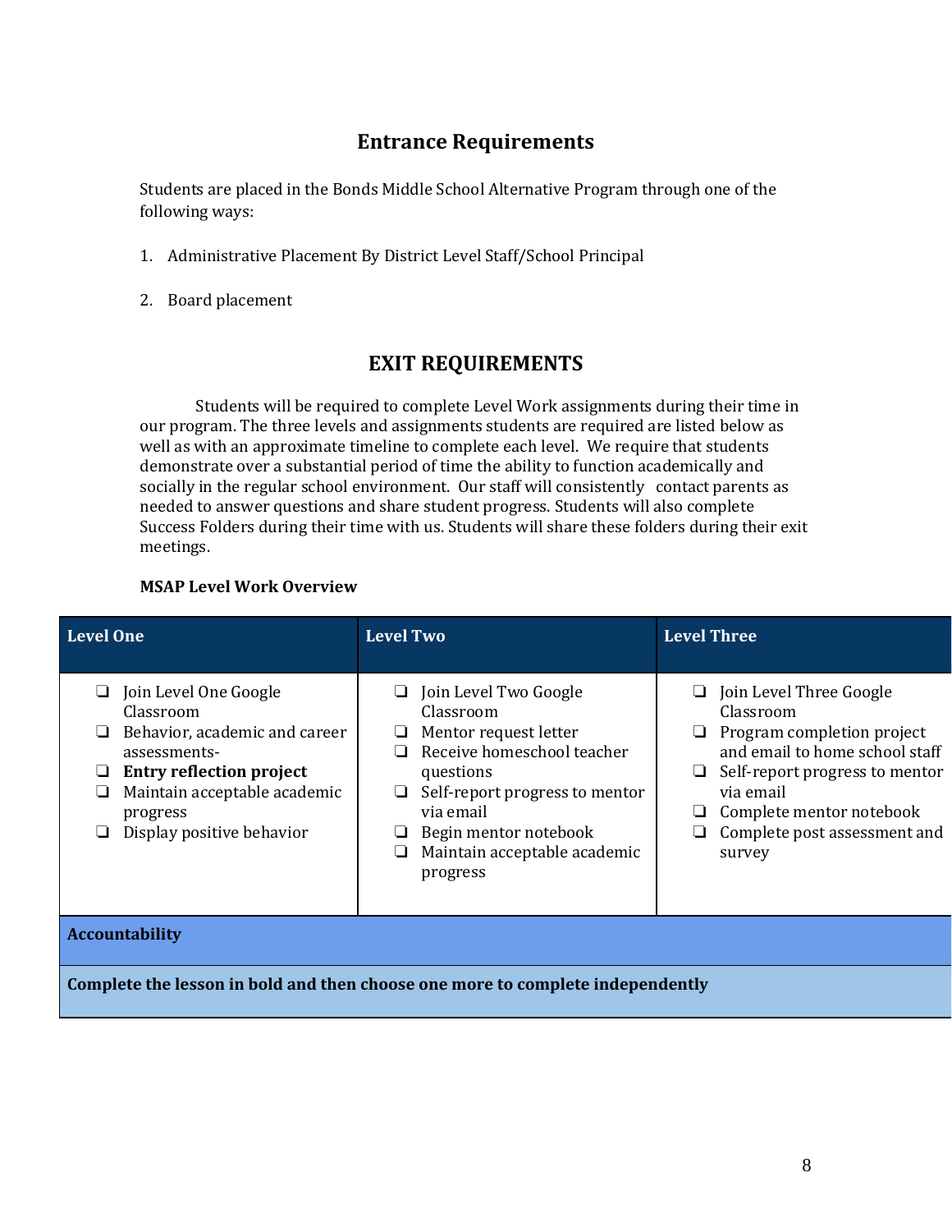## Entrance Requirements

Students are placed in the Bonds Middle School Alternative Program through one of the following ways:

1. Administrative Placement By District Level Staff/School Principal

2. Board placement

## EXIT REQUIREMENTS

Students will be required to complete Level Work assignments during their time in our program. The three levels and assignments students are required are listed below as well as with an approximate timeline to complete each level. We require that students demonstrate over a substantial period of time the ability to function academically and socially in the regular school environment. Our staff will consistently contact parents as needed to answer questions and share student progress. Students will also complete Success Folders during their time with us. Students will share these folders during their exit meetings.

**MSAP Level Work Overview**

| Level One | Level Two | Level Three |
|---|---|---|
| ❏ Join Level One Google Classroom<br>❏ Behavior, academic and career assessments-<br>❏ **Entry reflection project**<br>❏ Maintain acceptable academic progress<br>❏ Display positive behavior | ❏ Join Level Two Google Classroom<br>❏ Mentor request letter<br>❏ Receive homeschool teacher questions<br>❏ Self-report progress to mentor via email<br>❏ Begin mentor notebook<br>❏ Maintain acceptable academic progress | ❏ Join Level Three Google Classroom<br>❏ Program completion project and email to home school staff<br>❏ Self-report progress to mentor via email<br>❏ Complete mentor notebook<br>❏ Complete post assessment and survey |
| **Accountability** | | |
| **Complete the lesson in bold and then choose one more to complete independently** | | |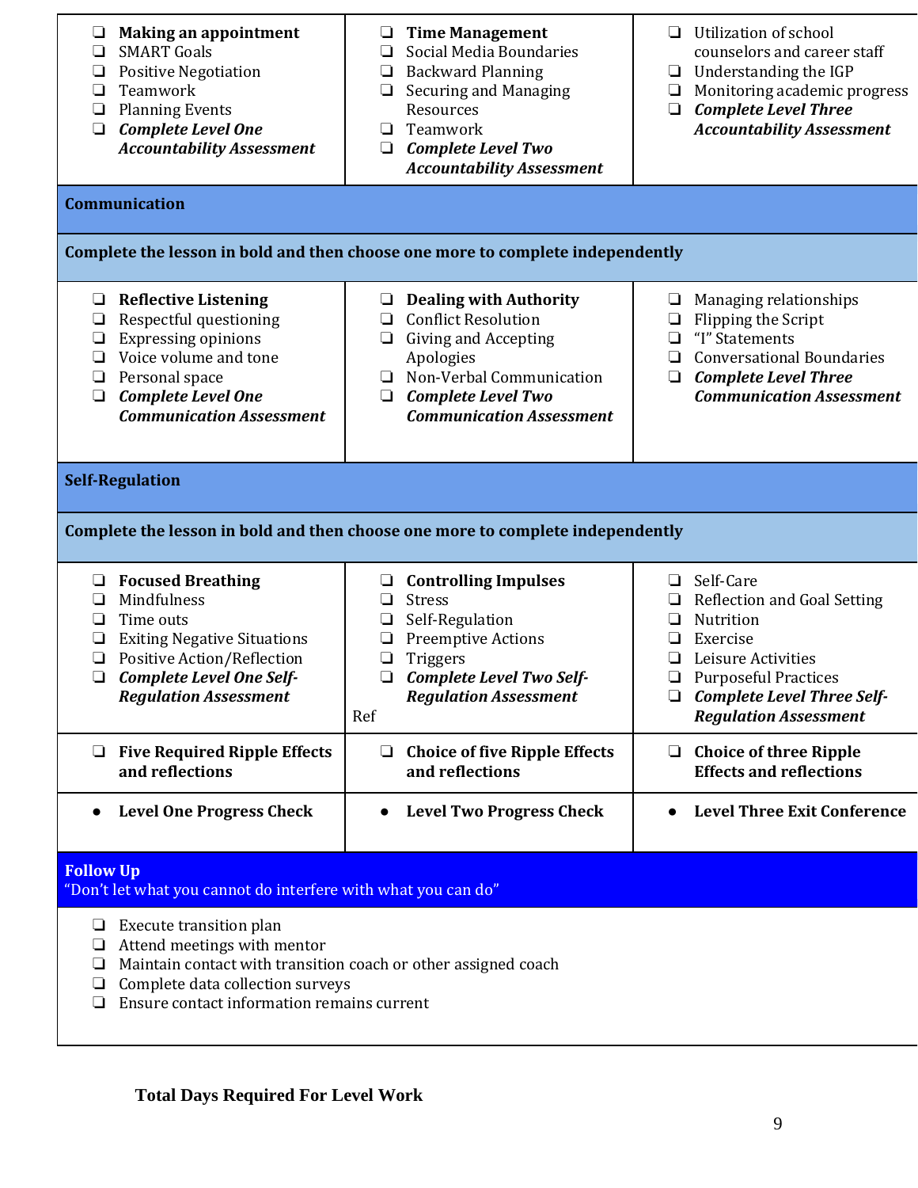| | | |
|---|---|---|
| ❑ **Making an appointment**<br>❑ SMART Goals<br>❑ Positive Negotiation<br>❑ Teamwork<br>❑ Planning Events<br>❑ ***Complete Level One Accountability Assessment*** | ❑ **Time Management**<br>❑ Social Media Boundaries<br>❑ Backward Planning<br>❑ Securing and Managing Resources<br>❑ Teamwork<br>❑ ***Complete Level Two Accountability Assessment*** | ❑ Utilization of school counselors and career staff<br>❑ Understanding the IGP<br>❑ Monitoring academic progress<br>❑ ***Complete Level Three Accountability Assessment*** |
| **Communication** | | |
| **Complete the lesson in bold and then choose one more to complete independently** | | |
| ❑ **Reflective Listening**<br>❑ Respectful questioning<br>❑ Expressing opinions<br>❑ Voice volume and tone<br>❑ Personal space<br>❑ ***Complete Level One Communication Assessment*** | ❑ **Dealing with Authority**<br>❑ Conflict Resolution<br>❑ Giving and Accepting Apologies<br>❑ Non-Verbal Communication<br>❑ ***Complete Level Two Communication Assessment*** | ❑ Managing relationships<br>❑ Flipping the Script<br>❑ "I" Statements<br>❑ Conversational Boundaries<br>❑ ***Complete Level Three Communication Assessment*** |
| **Self-Regulation** | | |
| **Complete the lesson in bold and then choose one more to complete independently** | | |
| ❑ **Focused Breathing**<br>❑ Mindfulness<br>❑ Time outs<br>❑ Exiting Negative Situations<br>❑ Positive Action/Reflection<br>❑ ***Complete Level One Self-Regulation Assessment*** | ❑ **Controlling Impulses**<br>❑ Stress<br>❑ Self-Regulation<br>❑ Preemptive Actions<br>❑ Triggers<br>❑ ***Complete Level Two Self-Regulation Assessment***<br>Ref | ❑ Self-Care<br>❑ Reflection and Goal Setting<br>❑ Nutrition<br>❑ Exercise<br>❑ Leisure Activities<br>❑ Purposeful Practices<br>❑ ***Complete Level Three Self-Regulation Assessment*** |
| ❑ **Five Required Ripple Effects and reflections** | ❑ **Choice of five Ripple Effects and reflections** | ❑ **Choice of three Ripple Effects and reflections** |
| • **Level One Progress Check** | • **Level Two Progress Check** | • **Level Three Exit Conference** |
| **Follow Up**<br>"Don't let what you cannot do interfere with what you can do" | | |
| ❑ Execute transition plan<br>❑ Attend meetings with mentor<br>❑ Maintain contact with transition coach or other assigned coach<br>❑ Complete data collection surveys<br>❑ Ensure contact information remains current | | |

**Total Days Required For Level Work**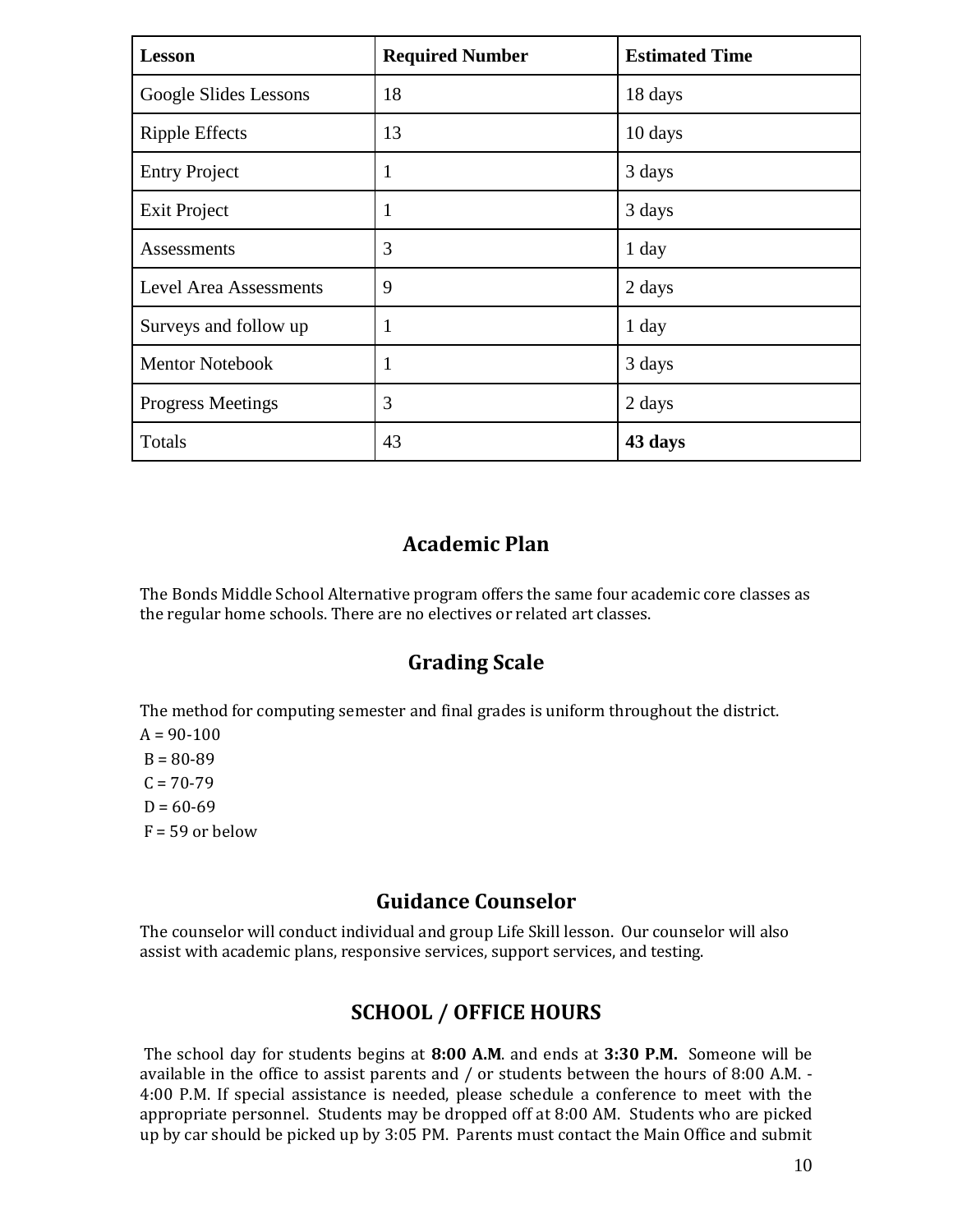| Lesson | Required Number | Estimated Time |
| --- | --- | --- |
| Google Slides Lessons | 18 | 18 days |
| Ripple Effects | 13 | 10 days |
| Entry Project | 1 | 3 days |
| Exit Project | 1 | 3 days |
| Assessments | 3 | 1 day |
| Level Area Assessments | 9 | 2 days |
| Surveys and follow up | 1 | 1 day |
| Mentor Notebook | 1 | 3 days |
| Progress Meetings | 3 | 2 days |
| Totals | 43 | **43 days** |

## Academic Plan

The Bonds Middle School Alternative program offers the same four academic core classes as the regular home schools. There are no electives or related art classes.

## Grading Scale

The method for computing semester and final grades is uniform throughout the district.

A = 90-100
B = 80-89
C = 70-79
D = 60-69
F = 59 or below

## Guidance Counselor

The counselor will conduct individual and group Life Skill lesson. Our counselor will also assist with academic plans, responsive services, support services, and testing.

## SCHOOL / OFFICE HOURS

The school day for students begins at **8:00 A.M**. and ends at **3:30 P.M.** Someone will be available in the office to assist parents and / or students between the hours of 8:00 A.M. - 4:00 P.M. If special assistance is needed, please schedule a conference to meet with the appropriate personnel. Students may be dropped off at 8:00 AM. Students who are picked up by car should be picked up by 3:05 PM. Parents must contact the Main Office and submit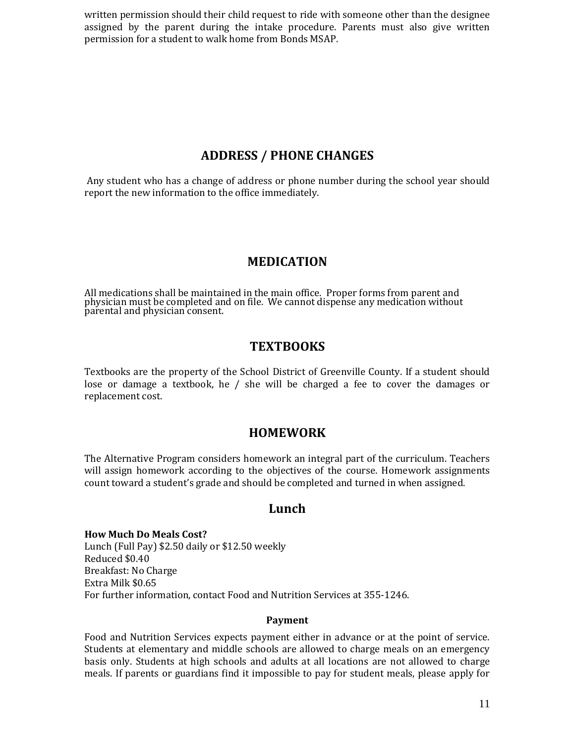written permission should their child request to ride with someone other than the designee assigned by the parent during the intake procedure. Parents must also give written permission for a student to walk home from Bonds MSAP.

## ADDRESS / PHONE CHANGES

Any student who has a change of address or phone number during the school year should report the new information to the office immediately.

## MEDICATION

All medications shall be maintained in the main office. Proper forms from parent and physician must be completed and on file. We cannot dispense any medication without parental and physician consent.

## TEXTBOOKS

Textbooks are the property of the School District of Greenville County. If a student should lose or damage a textbook, he / she will be charged a fee to cover the damages or replacement cost.

## HOMEWORK

The Alternative Program considers homework an integral part of the curriculum. Teachers will assign homework according to the objectives of the course. Homework assignments count toward a student's grade and should be completed and turned in when assigned.

## Lunch

**How Much Do Meals Cost?**
Lunch (Full Pay) $2.50 daily or $12.50 weekly
Reduced $0.40
Breakfast: No Charge
Extra Milk $0.65
For further information, contact Food and Nutrition Services at 355-1246.

**Payment**

Food and Nutrition Services expects payment either in advance or at the point of service. Students at elementary and middle schools are allowed to charge meals on an emergency basis only. Students at high schools and adults at all locations are not allowed to charge meals. If parents or guardians find it impossible to pay for student meals, please apply for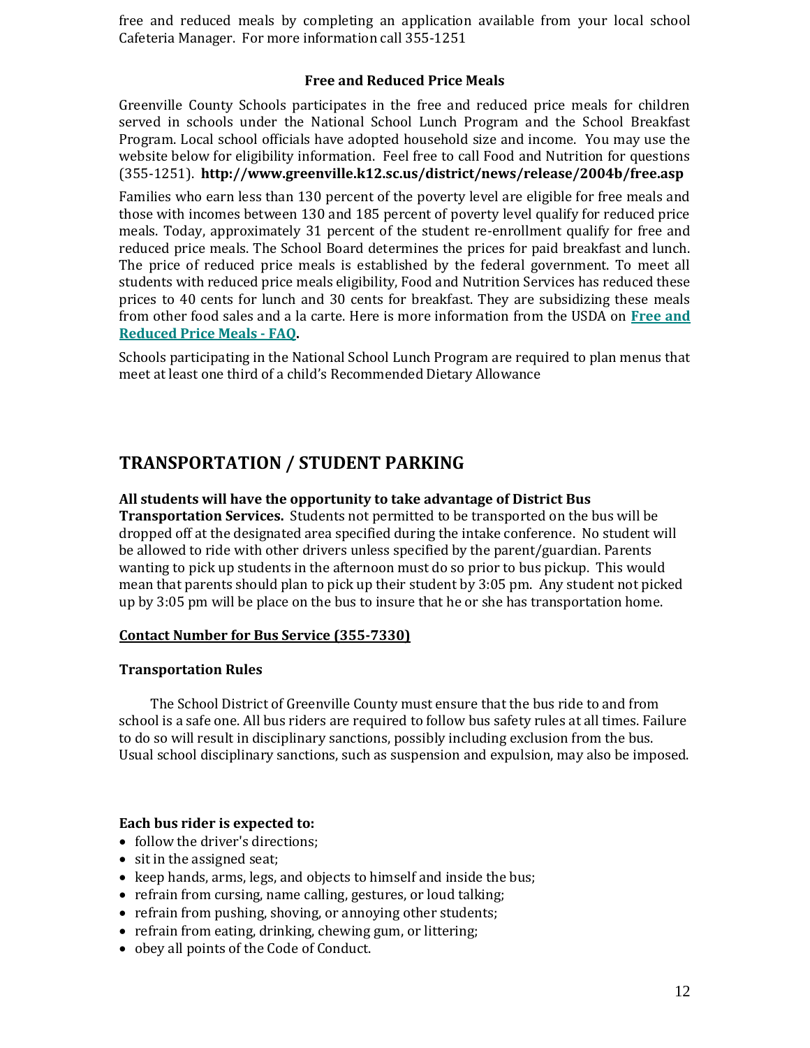free and reduced meals by completing an application available from your local school Cafeteria Manager. For more information call 355-1251

### Free and Reduced Price Meals

Greenville County Schools participates in the free and reduced price meals for children served in schools under the National School Lunch Program and the School Breakfast Program. Local school officials have adopted household size and income. You may use the website below for eligibility information. Feel free to call Food and Nutrition for questions (355-1251). **http://www.greenville.k12.sc.us/district/news/release/2004b/free.asp**

Families who earn less than 130 percent of the poverty level are eligible for free meals and those with incomes between 130 and 185 percent of poverty level qualify for reduced price meals. Today, approximately 31 percent of the student re-enrollment qualify for free and reduced price meals. The School Board determines the prices for paid breakfast and lunch. The price of reduced price meals is established by the federal government. To meet all students with reduced price meals eligibility, Food and Nutrition Services has reduced these prices to 40 cents for lunch and 30 cents for breakfast. They are subsidizing these meals from other food sales and a la carte. Here is more information from the USDA on **Free and Reduced Price Meals - FAQ**.

Schools participating in the National School Lunch Program are required to plan menus that meet at least one third of a child's Recommended Dietary Allowance

## TRANSPORTATION / STUDENT PARKING

**All students will have the opportunity to take advantage of District Bus Transportation Services.** Students not permitted to be transported on the bus will be dropped off at the designated area specified during the intake conference. No student will be allowed to ride with other drivers unless specified by the parent/guardian. Parents wanting to pick up students in the afternoon must do so prior to bus pickup. This would mean that parents should plan to pick up their student by 3:05 pm. Any student not picked up by 3:05 pm will be place on the bus to insure that he or she has transportation home.

**Contact Number for Bus Service (355-7330)**

### Transportation Rules

The School District of Greenville County must ensure that the bus ride to and from school is a safe one. All bus riders are required to follow bus safety rules at all times. Failure to do so will result in disciplinary sanctions, possibly including exclusion from the bus. Usual school disciplinary sanctions, such as suspension and expulsion, may also be imposed.

**Each bus rider is expected to:**

- follow the driver's directions;
- sit in the assigned seat;
- keep hands, arms, legs, and objects to himself and inside the bus;
- refrain from cursing, name calling, gestures, or loud talking;
- refrain from pushing, shoving, or annoying other students;
- refrain from eating, drinking, chewing gum, or littering;
- obey all points of the Code of Conduct.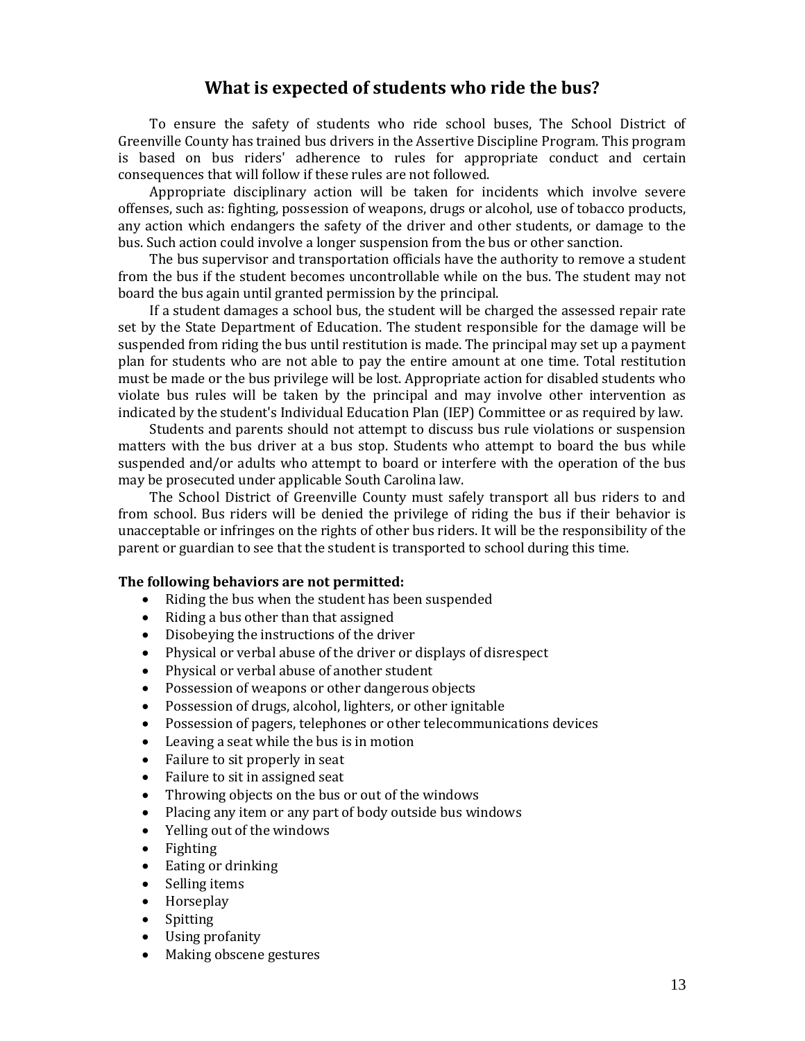## What is expected of students who ride the bus?

To ensure the safety of students who ride school buses, The School District of Greenville County has trained bus drivers in the Assertive Discipline Program. This program is based on bus riders' adherence to rules for appropriate conduct and certain consequences that will follow if these rules are not followed.

Appropriate disciplinary action will be taken for incidents which involve severe offenses, such as: fighting, possession of weapons, drugs or alcohol, use of tobacco products, any action which endangers the safety of the driver and other students, or damage to the bus. Such action could involve a longer suspension from the bus or other sanction.

The bus supervisor and transportation officials have the authority to remove a student from the bus if the student becomes uncontrollable while on the bus. The student may not board the bus again until granted permission by the principal.

If a student damages a school bus, the student will be charged the assessed repair rate set by the State Department of Education. The student responsible for the damage will be suspended from riding the bus until restitution is made. The principal may set up a payment plan for students who are not able to pay the entire amount at one time. Total restitution must be made or the bus privilege will be lost. Appropriate action for disabled students who violate bus rules will be taken by the principal and may involve other intervention as indicated by the student's Individual Education Plan (IEP) Committee or as required by law.

Students and parents should not attempt to discuss bus rule violations or suspension matters with the bus driver at a bus stop. Students who attempt to board the bus while suspended and/or adults who attempt to board or interfere with the operation of the bus may be prosecuted under applicable South Carolina law.

The School District of Greenville County must safely transport all bus riders to and from school. Bus riders will be denied the privilege of riding the bus if their behavior is unacceptable or infringes on the rights of other bus riders. It will be the responsibility of the parent or guardian to see that the student is transported to school during this time.

**The following behaviors are not permitted:**

- Riding the bus when the student has been suspended
- Riding a bus other than that assigned
- Disobeying the instructions of the driver
- Physical or verbal abuse of the driver or displays of disrespect
- Physical or verbal abuse of another student
- Possession of weapons or other dangerous objects
- Possession of drugs, alcohol, lighters, or other ignitable
- Possession of pagers, telephones or other telecommunications devices
- Leaving a seat while the bus is in motion
- Failure to sit properly in seat
- Failure to sit in assigned seat
- Throwing objects on the bus or out of the windows
- Placing any item or any part of body outside bus windows
- Yelling out of the windows
- Fighting
- Eating or drinking
- Selling items
- Horseplay
- Spitting
- Using profanity
- Making obscene gestures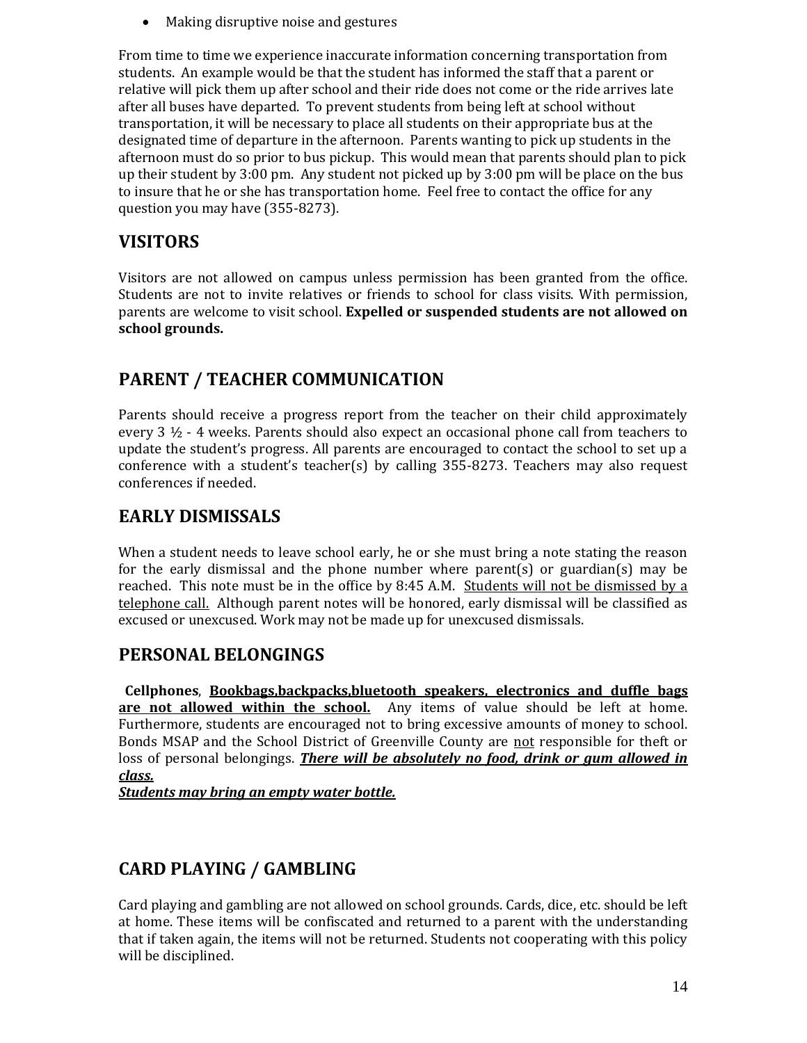- Making disruptive noise and gestures

From time to time we experience inaccurate information concerning transportation from students. An example would be that the student has informed the staff that a parent or relative will pick them up after school and their ride does not come or the ride arrives late after all buses have departed. To prevent students from being left at school without transportation, it will be necessary to place all students on their appropriate bus at the designated time of departure in the afternoon. Parents wanting to pick up students in the afternoon must do so prior to bus pickup. This would mean that parents should plan to pick up their student by 3:00 pm. Any student not picked up by 3:00 pm will be place on the bus to insure that he or she has transportation home. Feel free to contact the office for any question you may have (355-8273).

## VISITORS

Visitors are not allowed on campus unless permission has been granted from the office. Students are not to invite relatives or friends to school for class visits. With permission, parents are welcome to visit school. **Expelled or suspended students are not allowed on school grounds.**

## PARENT / TEACHER COMMUNICATION

Parents should receive a progress report from the teacher on their child approximately every 3 ½ - 4 weeks. Parents should also expect an occasional phone call from teachers to update the student's progress. All parents are encouraged to contact the school to set up a conference with a student's teacher(s) by calling 355-8273. Teachers may also request conferences if needed.

## EARLY DISMISSALS

When a student needs to leave school early, he or she must bring a note stating the reason for the early dismissal and the phone number where parent(s) or guardian(s) may be reached. This note must be in the office by 8:45 A.M. <u>Students will not be dismissed by a telephone call.</u> Although parent notes will be honored, early dismissal will be classified as excused or unexcused. Work may not be made up for unexcused dismissals.

## PERSONAL BELONGINGS

**Cellphones**, <u>**Bookbags,backpacks,bluetooth speakers, electronics and duffle bags are not allowed within the school.**</u> Any items of value should be left at home. Furthermore, students are encouraged not to bring excessive amounts of money to school. Bonds MSAP and the School District of Greenville County are <u>not</u> responsible for theft or loss of personal belongings. <u>***There will be absolutely no food, drink or gum allowed in class.***</u>
<u>***Students may bring an empty water bottle.***</u>

## CARD PLAYING / GAMBLING

Card playing and gambling are not allowed on school grounds. Cards, dice, etc. should be left at home. These items will be confiscated and returned to a parent with the understanding that if taken again, the items will not be returned. Students not cooperating with this policy will be disciplined.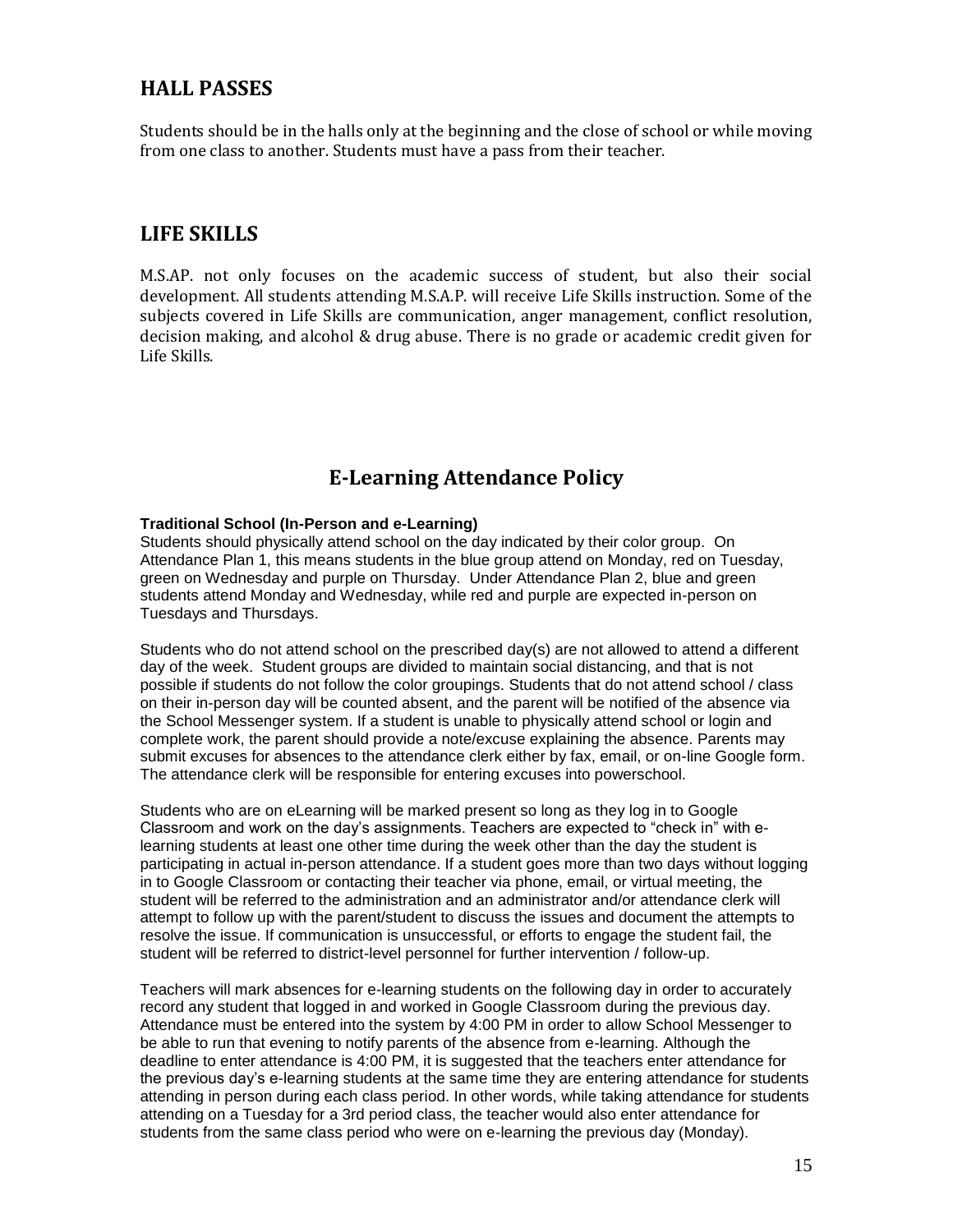## HALL PASSES

Students should be in the halls only at the beginning and the close of school or while moving from one class to another. Students must have a pass from their teacher.

## LIFE SKILLS

M.S.AP. not only focuses on the academic success of student, but also their social development. All students attending M.S.A.P. will receive Life Skills instruction. Some of the subjects covered in Life Skills are communication, anger management, conflict resolution, decision making, and alcohol & drug abuse. There is no grade or academic credit given for Life Skills.

## E-Learning Attendance Policy

**Traditional School (In-Person and e-Learning)**

Students should physically attend school on the day indicated by their color group. On Attendance Plan 1, this means students in the blue group attend on Monday, red on Tuesday, green on Wednesday and purple on Thursday. Under Attendance Plan 2, blue and green students attend Monday and Wednesday, while red and purple are expected in-person on Tuesdays and Thursdays.

Students who do not attend school on the prescribed day(s) are not allowed to attend a different day of the week. Student groups are divided to maintain social distancing, and that is not possible if students do not follow the color groupings. Students that do not attend school / class on their in-person day will be counted absent, and the parent will be notified of the absence via the School Messenger system. If a student is unable to physically attend school or login and complete work, the parent should provide a note/excuse explaining the absence. Parents may submit excuses for absences to the attendance clerk either by fax, email, or on-line Google form. The attendance clerk will be responsible for entering excuses into powerschool.

Students who are on eLearning will be marked present so long as they log in to Google Classroom and work on the day's assignments. Teachers are expected to "check in" with e-learning students at least one other time during the week other than the day the student is participating in actual in-person attendance. If a student goes more than two days without logging in to Google Classroom or contacting their teacher via phone, email, or virtual meeting, the student will be referred to the administration and an administrator and/or attendance clerk will attempt to follow up with the parent/student to discuss the issues and document the attempts to resolve the issue. If communication is unsuccessful, or efforts to engage the student fail, the student will be referred to district-level personnel for further intervention / follow-up.

Teachers will mark absences for e-learning students on the following day in order to accurately record any student that logged in and worked in Google Classroom during the previous day. Attendance must be entered into the system by 4:00 PM in order to allow School Messenger to be able to run that evening to notify parents of the absence from e-learning. Although the deadline to enter attendance is 4:00 PM, it is suggested that the teachers enter attendance for the previous day's e-learning students at the same time they are entering attendance for students attending in person during each class period. In other words, while taking attendance for students attending on a Tuesday for a 3rd period class, the teacher would also enter attendance for students from the same class period who were on e-learning the previous day (Monday).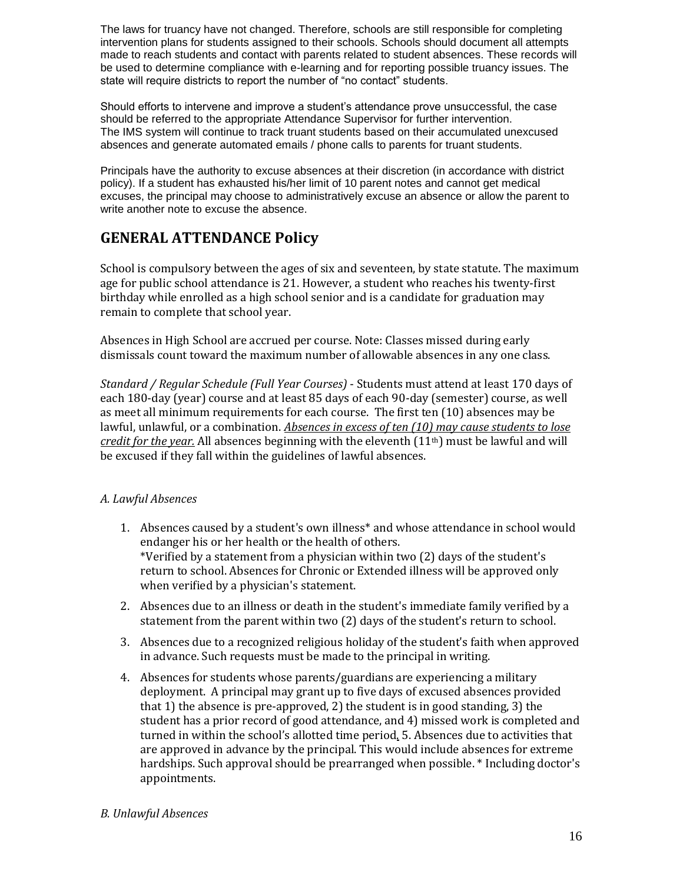The laws for truancy have not changed. Therefore, schools are still responsible for completing intervention plans for students assigned to their schools. Schools should document all attempts made to reach students and contact with parents related to student absences. These records will be used to determine compliance with e-learning and for reporting possible truancy issues. The state will require districts to report the number of "no contact" students.

Should efforts to intervene and improve a student's attendance prove unsuccessful, the case should be referred to the appropriate Attendance Supervisor for further intervention.
The IMS system will continue to track truant students based on their accumulated unexcused absences and generate automated emails / phone calls to parents for truant students.

Principals have the authority to excuse absences at their discretion (in accordance with district policy). If a student has exhausted his/her limit of 10 parent notes and cannot get medical excuses, the principal may choose to administratively excuse an absence or allow the parent to write another note to excuse the absence.

## GENERAL ATTENDANCE Policy

School is compulsory between the ages of six and seventeen, by state statute. The maximum age for public school attendance is 21. However, a student who reaches his twenty-first birthday while enrolled as a high school senior and is a candidate for graduation may remain to complete that school year.

Absences in High School are accrued per course. Note: Classes missed during early dismissals count toward the maximum number of allowable absences in any one class.

*Standard / Regular Schedule (Full Year Courses)* - Students must attend at least 170 days of each 180-day (year) course and at least 85 days of each 90-day (semester) course, as well as meet all minimum requirements for each course. The first ten (10) absences may be lawful, unlawful, or a combination. <u>*Absences in excess of ten (10) may cause students to lose credit for the year.*</u> All absences beginning with the eleventh (11th) must be lawful and will be excused if they fall within the guidelines of lawful absences.

*A. Lawful Absences*

1. Absences caused by a student's own illness* and whose attendance in school would endanger his or her health or the health of others.
   *Verified by a statement from a physician within two (2) days of the student's return to school. Absences for Chronic or Extended illness will be approved only when verified by a physician's statement.
2. Absences due to an illness or death in the student's immediate family verified by a statement from the parent within two (2) days of the student's return to school.
3. Absences due to a recognized religious holiday of the student's faith when approved in advance. Such requests must be made to the principal in writing.
4. Absences for students whose parents/guardians are experiencing a military deployment. A principal may grant up to five days of excused absences provided that 1) the absence is pre-approved, 2) the student is in good standing, 3) the student has a prior record of good attendance, and 4) missed work is completed and turned in within the school's allotted time period. 5. Absences due to activities that are approved in advance by the principal. This would include absences for extreme hardships. Such approval should be prearranged when possible. * Including doctor's appointments.

*B. Unlawful Absences*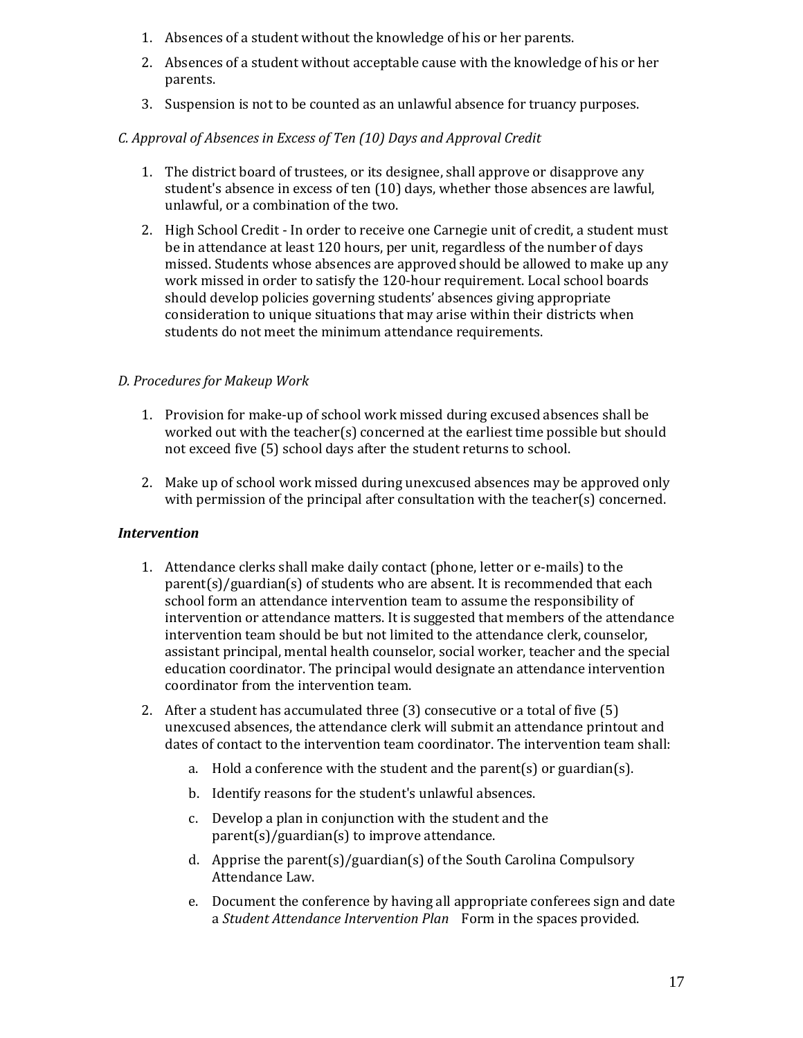1. Absences of a student without the knowledge of his or her parents.
2. Absences of a student without acceptable cause with the knowledge of his or her parents.
3. Suspension is not to be counted as an unlawful absence for truancy purposes.

*C. Approval of Absences in Excess of Ten (10) Days and Approval Credit*

1. The district board of trustees, or its designee, shall approve or disapprove any student's absence in excess of ten (10) days, whether those absences are lawful, unlawful, or a combination of the two.
2. High School Credit - In order to receive one Carnegie unit of credit, a student must be in attendance at least 120 hours, per unit, regardless of the number of days missed. Students whose absences are approved should be allowed to make up any work missed in order to satisfy the 120-hour requirement. Local school boards should develop policies governing students' absences giving appropriate consideration to unique situations that may arise within their districts when students do not meet the minimum attendance requirements.

*D. Procedures for Makeup Work*

1. Provision for make-up of school work missed during excused absences shall be worked out with the teacher(s) concerned at the earliest time possible but should not exceed five (5) school days after the student returns to school.
2. Make up of school work missed during unexcused absences may be approved only with permission of the principal after consultation with the teacher(s) concerned.

***Intervention***

1. Attendance clerks shall make daily contact (phone, letter or e-mails) to the parent(s)/guardian(s) of students who are absent. It is recommended that each school form an attendance intervention team to assume the responsibility of intervention or attendance matters. It is suggested that members of the attendance intervention team should be but not limited to the attendance clerk, counselor, assistant principal, mental health counselor, social worker, teacher and the special education coordinator. The principal would designate an attendance intervention coordinator from the intervention team.
2. After a student has accumulated three (3) consecutive or a total of five (5) unexcused absences, the attendance clerk will submit an attendance printout and dates of contact to the intervention team coordinator. The intervention team shall:
    a. Hold a conference with the student and the parent(s) or guardian(s).
    b. Identify reasons for the student's unlawful absences.
    c. Develop a plan in conjunction with the student and the parent(s)/guardian(s) to improve attendance.
    d. Apprise the parent(s)/guardian(s) of the South Carolina Compulsory Attendance Law.
    e. Document the conference by having all appropriate conferees sign and date a *Student Attendance Intervention Plan* Form in the spaces provided.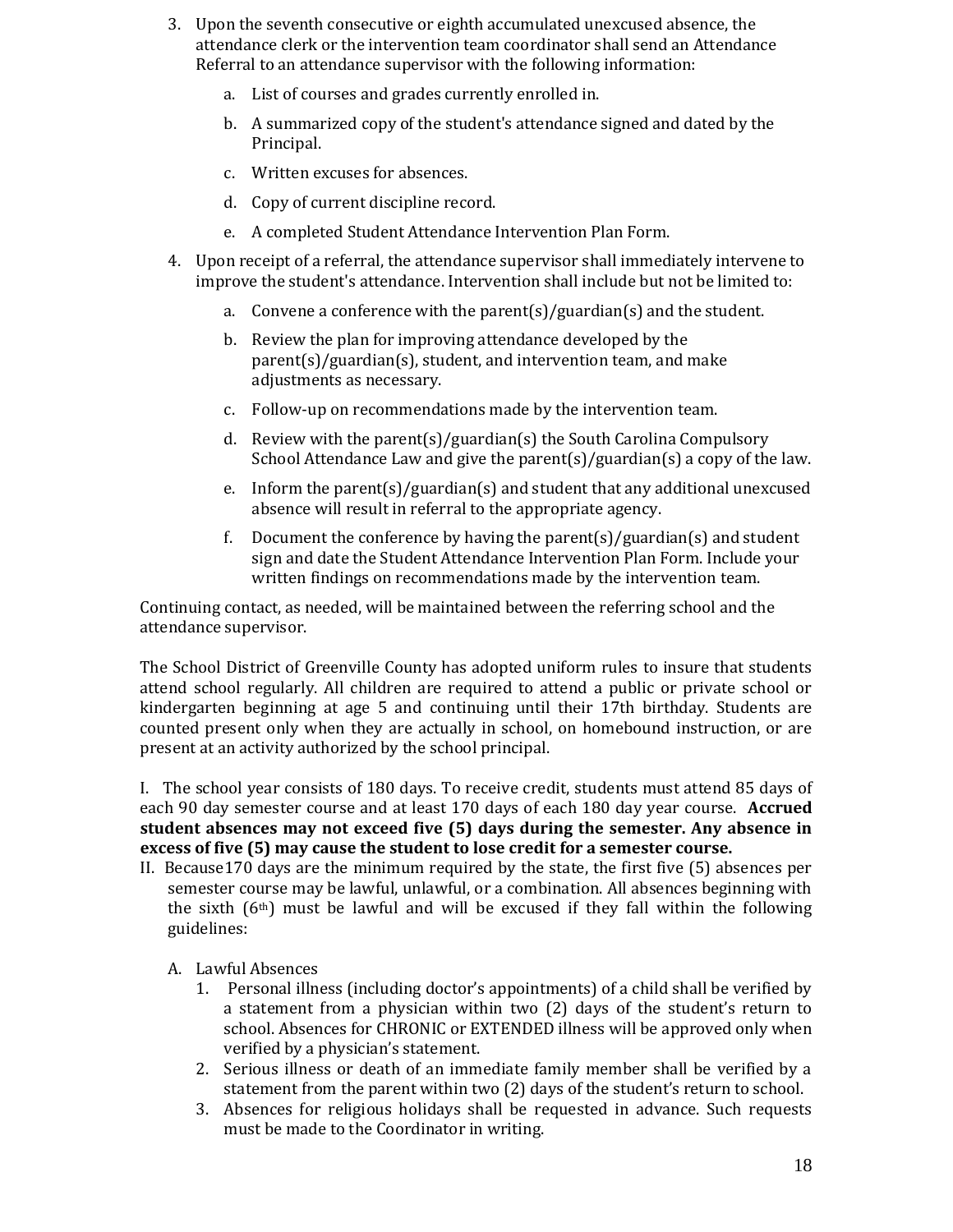3. Upon the seventh consecutive or eighth accumulated unexcused absence, the attendance clerk or the intervention team coordinator shall send an Attendance Referral to an attendance supervisor with the following information:
    a. List of courses and grades currently enrolled in.
    b. A summarized copy of the student's attendance signed and dated by the Principal.
    c. Written excuses for absences.
    d. Copy of current discipline record.
    e. A completed Student Attendance Intervention Plan Form.
4. Upon receipt of a referral, the attendance supervisor shall immediately intervene to improve the student's attendance. Intervention shall include but not be limited to:
    a. Convene a conference with the parent(s)/guardian(s) and the student.
    b. Review the plan for improving attendance developed by the parent(s)/guardian(s), student, and intervention team, and make adjustments as necessary.
    c. Follow-up on recommendations made by the intervention team.
    d. Review with the parent(s)/guardian(s) the South Carolina Compulsory School Attendance Law and give the parent(s)/guardian(s) a copy of the law.
    e. Inform the parent(s)/guardian(s) and student that any additional unexcused absence will result in referral to the appropriate agency.
    f. Document the conference by having the parent(s)/guardian(s) and student sign and date the Student Attendance Intervention Plan Form. Include your written findings on recommendations made by the intervention team.

Continuing contact, as needed, will be maintained between the referring school and the attendance supervisor.

The School District of Greenville County has adopted uniform rules to insure that students attend school regularly. All children are required to attend a public or private school or kindergarten beginning at age 5 and continuing until their 17th birthday. Students are counted present only when they are actually in school, on homebound instruction, or are present at an activity authorized by the school principal.

I. The school year consists of 180 days. To receive credit, students must attend 85 days of each 90 day semester course and at least 170 days of each 180 day year course. **Accrued student absences may not exceed five (5) days during the semester. Any absence in excess of five (5) may cause the student to lose credit for a semester course.**

II. Because170 days are the minimum required by the state, the first five (5) absences per semester course may be lawful, unlawful, or a combination. All absences beginning with the sixth (6th) must be lawful and will be excused if they fall within the following guidelines:

   A. Lawful Absences
      1. Personal illness (including doctor's appointments) of a child shall be verified by a statement from a physician within two (2) days of the student's return to school. Absences for CHRONIC or EXTENDED illness will be approved only when verified by a physician's statement.
      2. Serious illness or death of an immediate family member shall be verified by a statement from the parent within two (2) days of the student's return to school.
      3. Absences for religious holidays shall be requested in advance. Such requests must be made to the Coordinator in writing.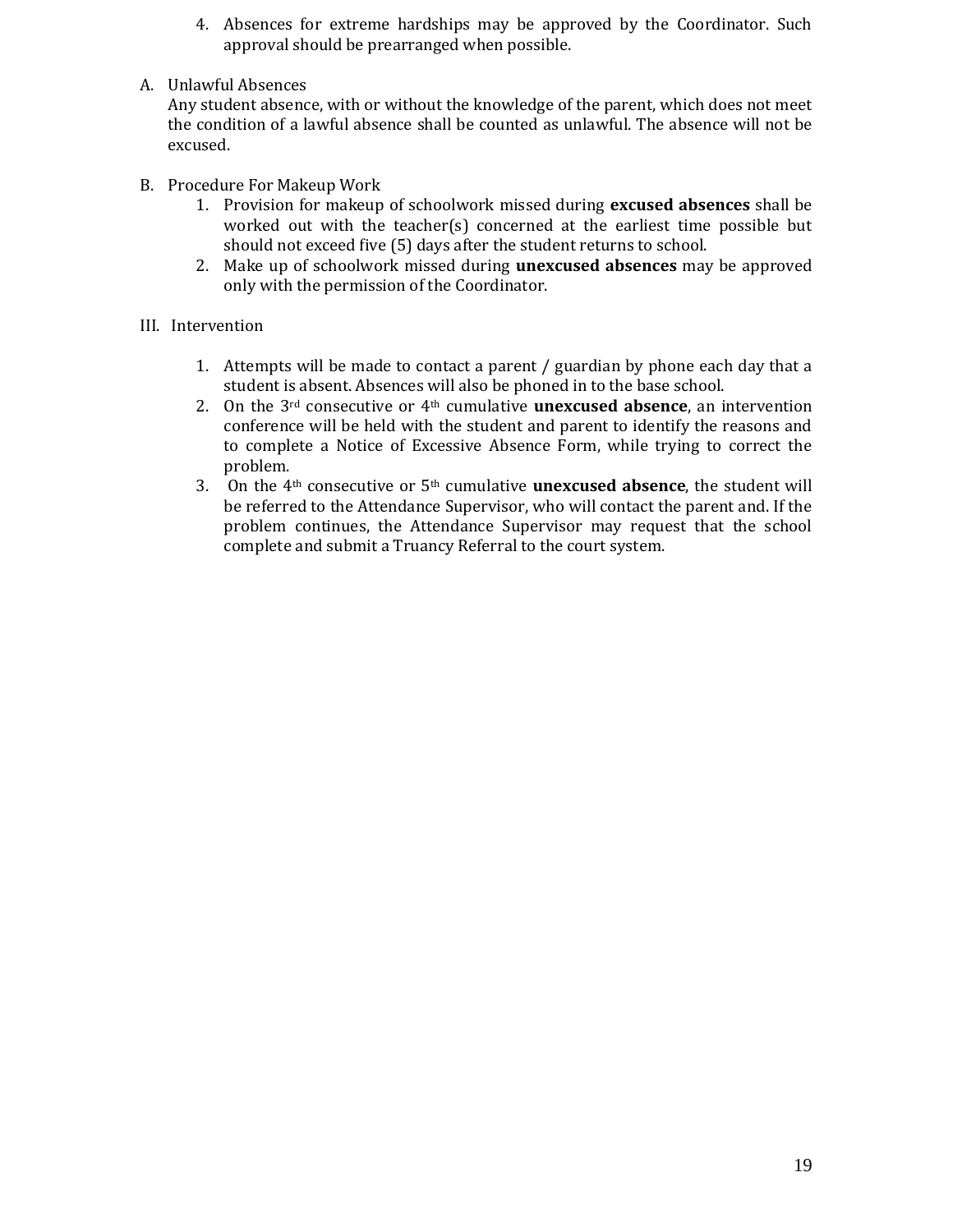4. Absences for extreme hardships may be approved by the Coordinator. Such approval should be prearranged when possible.

A. Unlawful Absences

Any student absence, with or without the knowledge of the parent, which does not meet the condition of a lawful absence shall be counted as unlawful. The absence will not be excused.

B. Procedure For Makeup Work

1. Provision for makeup of schoolwork missed during **excused absences** shall be worked out with the teacher(s) concerned at the earliest time possible but should not exceed five (5) days after the student returns to school.
2. Make up of schoolwork missed during **unexcused absences** may be approved only with the permission of the Coordinator.

III. Intervention

1. Attempts will be made to contact a parent / guardian by phone each day that a student is absent. Absences will also be phoned in to the base school.
2. On the 3rd consecutive or 4th cumulative **unexcused absence**, an intervention conference will be held with the student and parent to identify the reasons and to complete a Notice of Excessive Absence Form, while trying to correct the problem.
3. On the 4th consecutive or 5th cumulative **unexcused absence**, the student will be referred to the Attendance Supervisor, who will contact the parent and. If the problem continues, the Attendance Supervisor may request that the school complete and submit a Truancy Referral to the court system.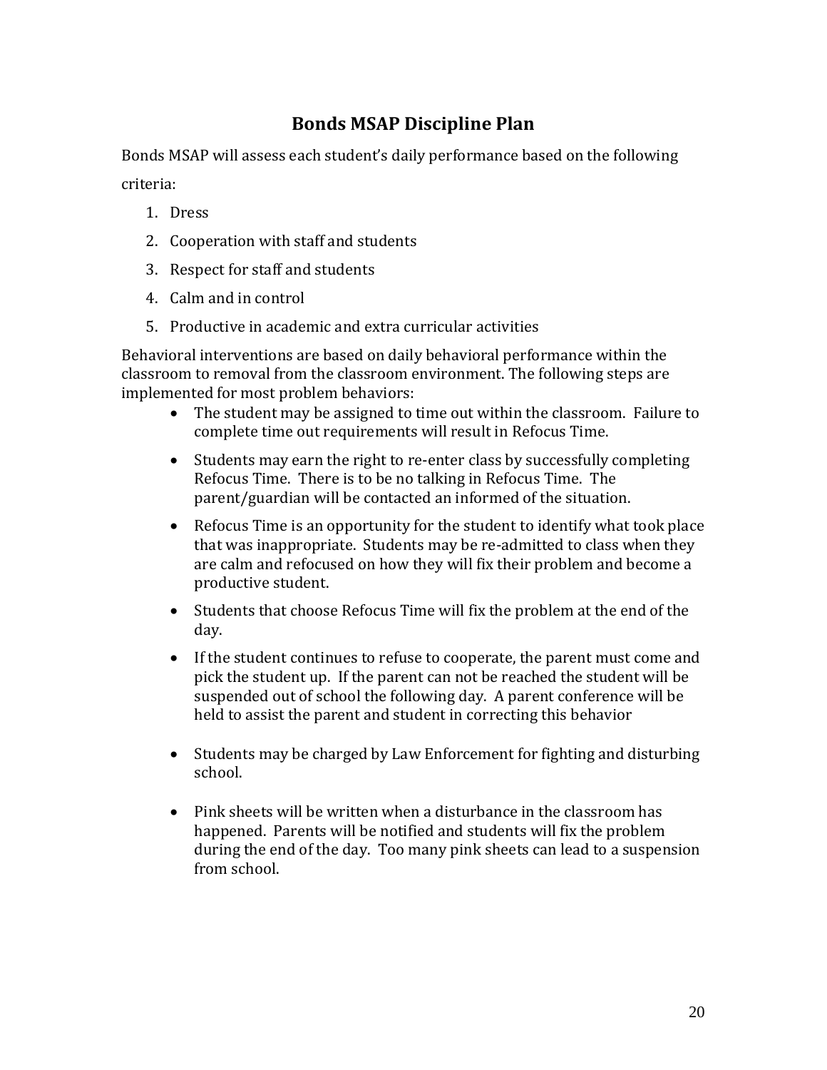## Bonds MSAP Discipline Plan

Bonds MSAP will assess each student's daily performance based on the following criteria:

1. Dress
2. Cooperation with staff and students
3. Respect for staff and students
4. Calm and in control
5. Productive in academic and extra curricular activities

Behavioral interventions are based on daily behavioral performance within the classroom to removal from the classroom environment. The following steps are implemented for most problem behaviors:

- The student may be assigned to time out within the classroom. Failure to complete time out requirements will result in Refocus Time.
- Students may earn the right to re-enter class by successfully completing Refocus Time. There is to be no talking in Refocus Time. The parent/guardian will be contacted an informed of the situation.
- Refocus Time is an opportunity for the student to identify what took place that was inappropriate. Students may be re-admitted to class when they are calm and refocused on how they will fix their problem and become a productive student.
- Students that choose Refocus Time will fix the problem at the end of the day.
- If the student continues to refuse to cooperate, the parent must come and pick the student up. If the parent can not be reached the student will be suspended out of school the following day. A parent conference will be held to assist the parent and student in correcting this behavior
- Students may be charged by Law Enforcement for fighting and disturbing school.
- Pink sheets will be written when a disturbance in the classroom has happened. Parents will be notified and students will fix the problem during the end of the day. Too many pink sheets can lead to a suspension from school.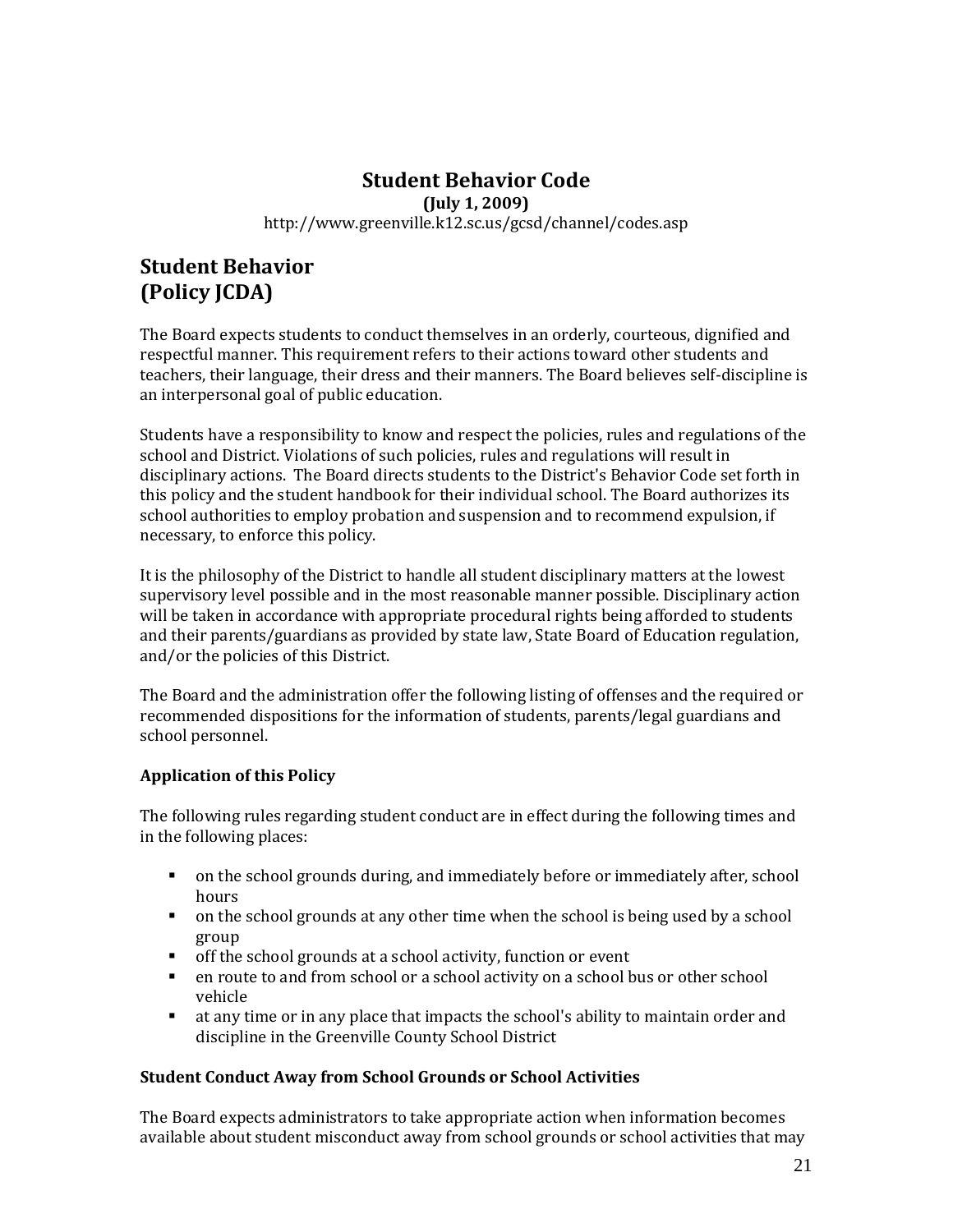# Student Behavior Code

**(July 1, 2009)**

http://www.greenville.k12.sc.us/gcsd/channel/codes.asp

## Student Behavior
## (Policy JCDA)

The Board expects students to conduct themselves in an orderly, courteous, dignified and respectful manner. This requirement refers to their actions toward other students and teachers, their language, their dress and their manners. The Board believes self-discipline is an interpersonal goal of public education.

Students have a responsibility to know and respect the policies, rules and regulations of the school and District. Violations of such policies, rules and regulations will result in disciplinary actions. The Board directs students to the District's Behavior Code set forth in this policy and the student handbook for their individual school. The Board authorizes its school authorities to employ probation and suspension and to recommend expulsion, if necessary, to enforce this policy.

It is the philosophy of the District to handle all student disciplinary matters at the lowest supervisory level possible and in the most reasonable manner possible. Disciplinary action will be taken in accordance with appropriate procedural rights being afforded to students and their parents/guardians as provided by state law, State Board of Education regulation, and/or the policies of this District.

The Board and the administration offer the following listing of offenses and the required or recommended dispositions for the information of students, parents/legal guardians and school personnel.

### Application of this Policy

The following rules regarding student conduct are in effect during the following times and in the following places:

- on the school grounds during, and immediately before or immediately after, school hours
- on the school grounds at any other time when the school is being used by a school group
- off the school grounds at a school activity, function or event
- en route to and from school or a school activity on a school bus or other school vehicle
- at any time or in any place that impacts the school's ability to maintain order and discipline in the Greenville County School District

### Student Conduct Away from School Grounds or School Activities

The Board expects administrators to take appropriate action when information becomes available about student misconduct away from school grounds or school activities that may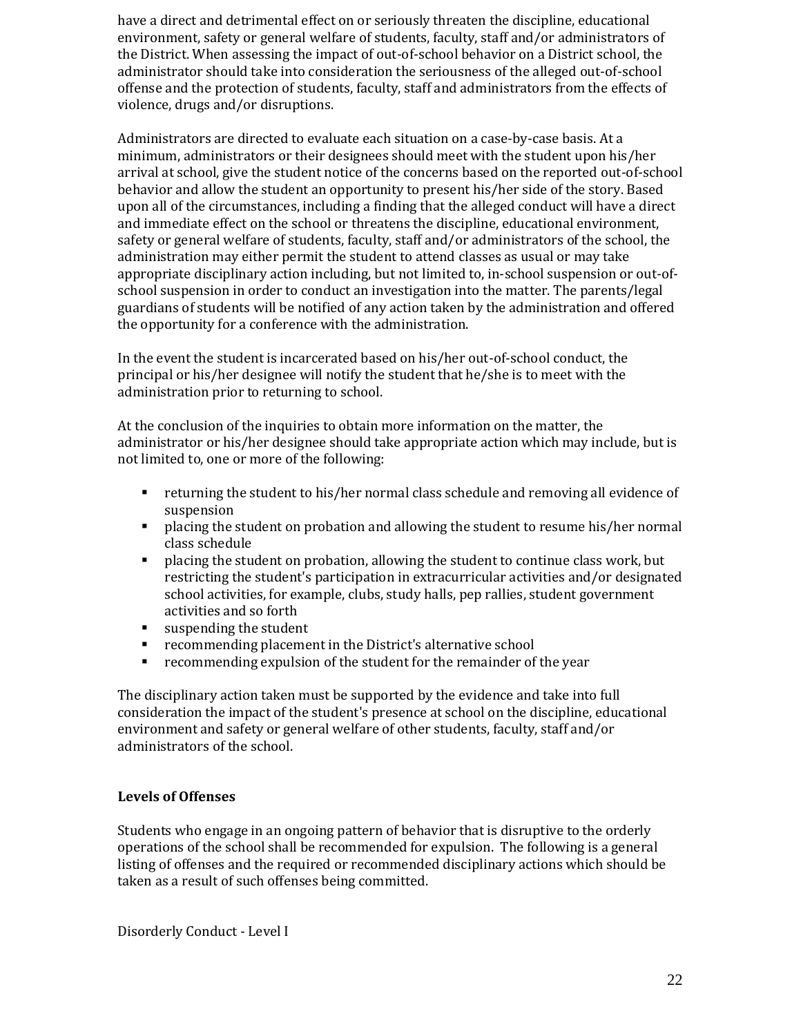have a direct and detrimental effect on or seriously threaten the discipline, educational environment, safety or general welfare of students, faculty, staff and/or administrators of the District. When assessing the impact of out-of-school behavior on a District school, the administrator should take into consideration the seriousness of the alleged out-of-school offense and the protection of students, faculty, staff and administrators from the effects of violence, drugs and/or disruptions.

Administrators are directed to evaluate each situation on a case-by-case basis. At a minimum, administrators or their designees should meet with the student upon his/her arrival at school, give the student notice of the concerns based on the reported out-of-school behavior and allow the student an opportunity to present his/her side of the story. Based upon all of the circumstances, including a finding that the alleged conduct will have a direct and immediate effect on the school or threatens the discipline, educational environment, safety or general welfare of students, faculty, staff and/or administrators of the school, the administration may either permit the student to attend classes as usual or may take appropriate disciplinary action including, but not limited to, in-school suspension or out-of-school suspension in order to conduct an investigation into the matter. The parents/legal guardians of students will be notified of any action taken by the administration and offered the opportunity for a conference with the administration.

In the event the student is incarcerated based on his/her out-of-school conduct, the principal or his/her designee will notify the student that he/she is to meet with the administration prior to returning to school.

At the conclusion of the inquiries to obtain more information on the matter, the administrator or his/her designee should take appropriate action which may include, but is not limited to, one or more of the following:

- returning the student to his/her normal class schedule and removing all evidence of suspension
- placing the student on probation and allowing the student to resume his/her normal class schedule
- placing the student on probation, allowing the student to continue class work, but restricting the student's participation in extracurricular activities and/or designated school activities, for example, clubs, study halls, pep rallies, student government activities and so forth
- suspending the student
- recommending placement in the District's alternative school
- recommending expulsion of the student for the remainder of the year

The disciplinary action taken must be supported by the evidence and take into full consideration the impact of the student's presence at school on the discipline, educational environment and safety or general welfare of other students, faculty, staff and/or administrators of the school.

**Levels of Offenses**

Students who engage in an ongoing pattern of behavior that is disruptive to the orderly operations of the school shall be recommended for expulsion. The following is a general listing of offenses and the required or recommended disciplinary actions which should be taken as a result of such offenses being committed.

Disorderly Conduct - Level I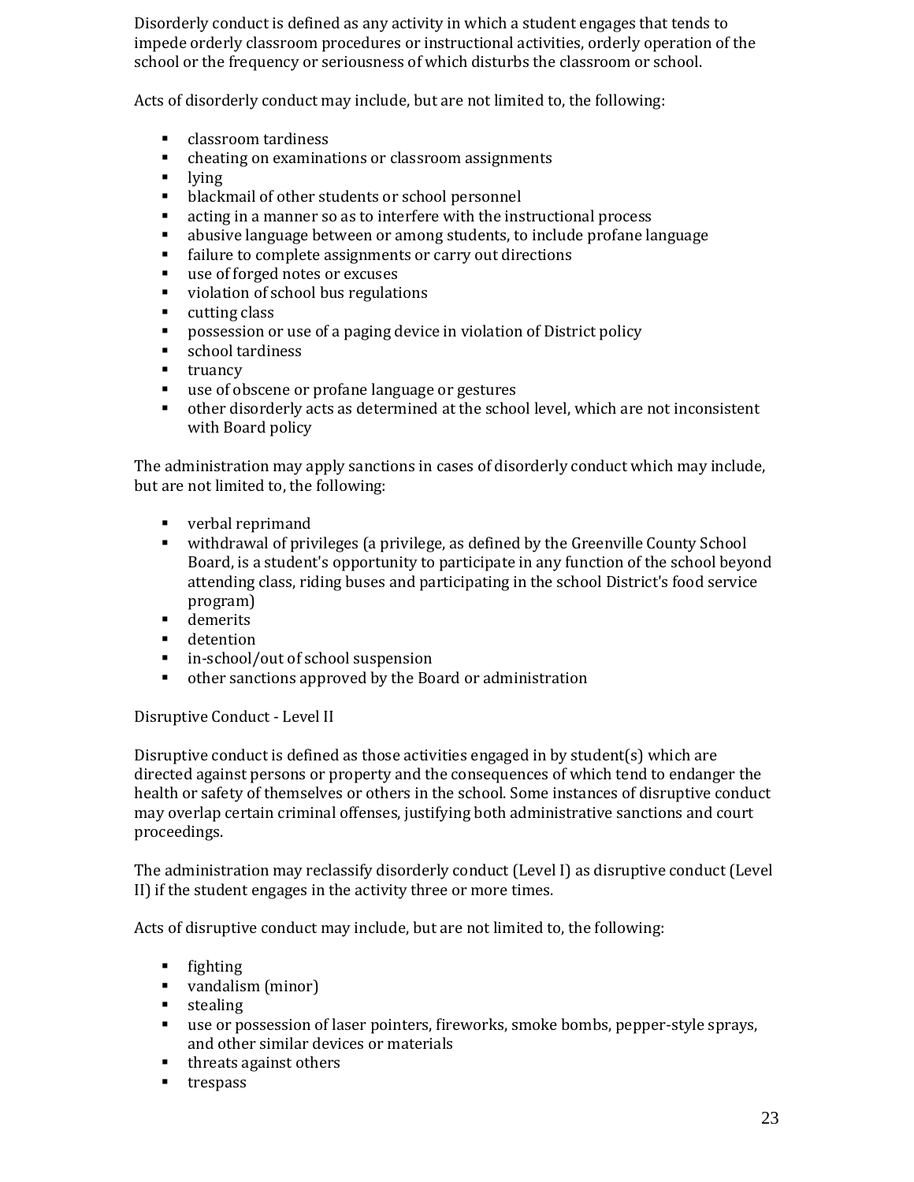Disorderly conduct is defined as any activity in which a student engages that tends to impede orderly classroom procedures or instructional activities, orderly operation of the school or the frequency or seriousness of which disturbs the classroom or school.

Acts of disorderly conduct may include, but are not limited to, the following:

- classroom tardiness
- cheating on examinations or classroom assignments
- lying
- blackmail of other students or school personnel
- acting in a manner so as to interfere with the instructional process
- abusive language between or among students, to include profane language
- failure to complete assignments or carry out directions
- use of forged notes or excuses
- violation of school bus regulations
- cutting class
- possession or use of a paging device in violation of District policy
- school tardiness
- truancy
- use of obscene or profane language or gestures
- other disorderly acts as determined at the school level, which are not inconsistent with Board policy

The administration may apply sanctions in cases of disorderly conduct which may include, but are not limited to, the following:

- verbal reprimand
- withdrawal of privileges (a privilege, as defined by the Greenville County School Board, is a student's opportunity to participate in any function of the school beyond attending class, riding buses and participating in the school District's food service program)
- demerits
- detention
- in-school/out of school suspension
- other sanctions approved by the Board or administration

Disruptive Conduct - Level II

Disruptive conduct is defined as those activities engaged in by student(s) which are directed against persons or property and the consequences of which tend to endanger the health or safety of themselves or others in the school. Some instances of disruptive conduct may overlap certain criminal offenses, justifying both administrative sanctions and court proceedings.

The administration may reclassify disorderly conduct (Level I) as disruptive conduct (Level II) if the student engages in the activity three or more times.

Acts of disruptive conduct may include, but are not limited to, the following:

- fighting
- vandalism (minor)
- stealing
- use or possession of laser pointers, fireworks, smoke bombs, pepper-style sprays, and other similar devices or materials
- threats against others
- trespass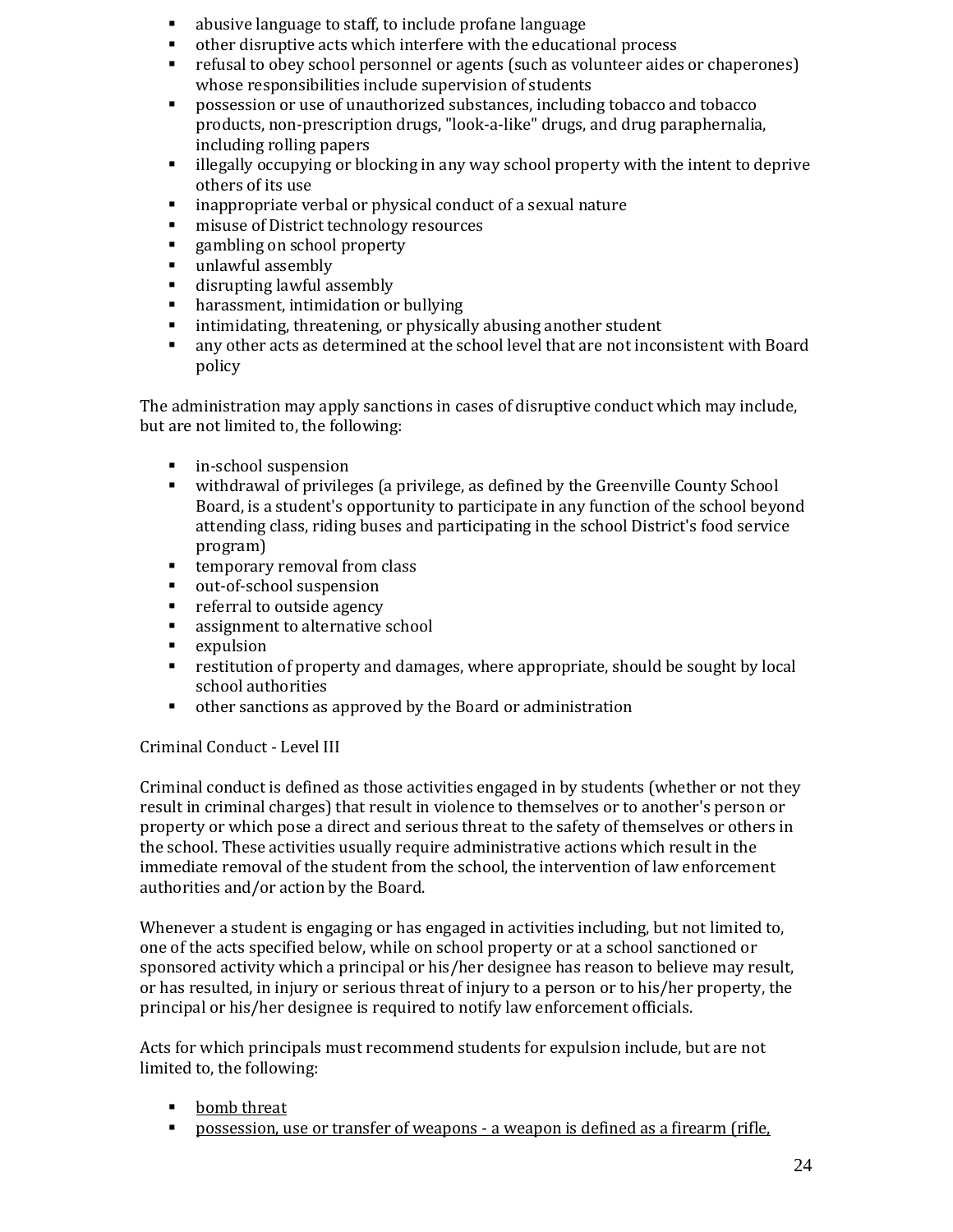- abusive language to staff, to include profane language
- other disruptive acts which interfere with the educational process
- refusal to obey school personnel or agents (such as volunteer aides or chaperones) whose responsibilities include supervision of students
- possession or use of unauthorized substances, including tobacco and tobacco products, non-prescription drugs, "look-a-like" drugs, and drug paraphernalia, including rolling papers
- illegally occupying or blocking in any way school property with the intent to deprive others of its use
- inappropriate verbal or physical conduct of a sexual nature
- misuse of District technology resources
- gambling on school property
- unlawful assembly
- disrupting lawful assembly
- harassment, intimidation or bullying
- intimidating, threatening, or physically abusing another student
- any other acts as determined at the school level that are not inconsistent with Board policy

The administration may apply sanctions in cases of disruptive conduct which may include, but are not limited to, the following:

- in-school suspension
- withdrawal of privileges (a privilege, as defined by the Greenville County School Board, is a student's opportunity to participate in any function of the school beyond attending class, riding buses and participating in the school District's food service program)
- temporary removal from class
- out-of-school suspension
- referral to outside agency
- assignment to alternative school
- expulsion
- restitution of property and damages, where appropriate, should be sought by local school authorities
- other sanctions as approved by the Board or administration

Criminal Conduct - Level III

Criminal conduct is defined as those activities engaged in by students (whether or not they result in criminal charges) that result in violence to themselves or to another's person or property or which pose a direct and serious threat to the safety of themselves or others in the school. These activities usually require administrative actions which result in the immediate removal of the student from the school, the intervention of law enforcement authorities and/or action by the Board.

Whenever a student is engaging or has engaged in activities including, but not limited to, one of the acts specified below, while on school property or at a school sanctioned or sponsored activity which a principal or his/her designee has reason to believe may result, or has resulted, in injury or serious threat of injury to a person or to his/her property, the principal or his/her designee is required to notify law enforcement officials.

Acts for which principals must recommend students for expulsion include, but are not limited to, the following:

- <u>bomb threat</u>
- <u>possession, use or transfer of weapons - a weapon is defined as a firearm (rifle,</u>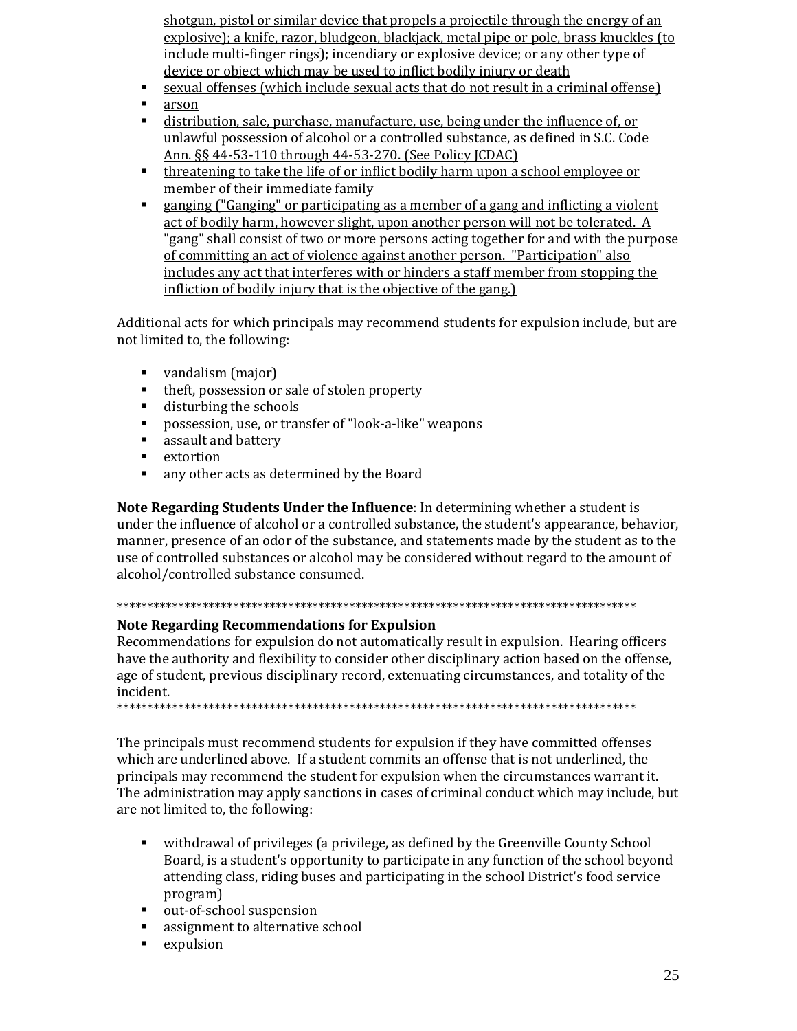shotgun, pistol or similar device that propels a projectile through the energy of an explosive); a knife, razor, bludgeon, blackjack, metal pipe or pole, brass knuckles (to include multi-finger rings); incendiary or explosive device; or any other type of device or object which may be used to inflict bodily injury or death

- sexual offenses (which include sexual acts that do not result in a criminal offense)
- arson
- distribution, sale, purchase, manufacture, use, being under the influence of, or unlawful possession of alcohol or a controlled substance, as defined in S.C. Code Ann. §§ 44-53-110 through 44-53-270. (See Policy JCDAC)
- threatening to take the life of or inflict bodily harm upon a school employee or member of their immediate family
- ganging ("Ganging" or participating as a member of a gang and inflicting a violent act of bodily harm, however slight, upon another person will not be tolerated. A "gang" shall consist of two or more persons acting together for and with the purpose of committing an act of violence against another person. "Participation" also includes any act that interferes with or hinders a staff member from stopping the infliction of bodily injury that is the objective of the gang.)

Additional acts for which principals may recommend students for expulsion include, but are not limited to, the following:

- vandalism (major)
- theft, possession or sale of stolen property
- disturbing the schools
- possession, use, or transfer of "look-a-like" weapons
- assault and battery
- extortion
- any other acts as determined by the Board

**Note Regarding Students Under the Influence**: In determining whether a student is under the influence of alcohol or a controlled substance, the student's appearance, behavior, manner, presence of an odor of the substance, and statements made by the student as to the use of controlled substances or alcohol may be considered without regard to the amount of alcohol/controlled substance consumed.

*****************************************************************************************

**Note Regarding Recommendations for Expulsion**
Recommendations for expulsion do not automatically result in expulsion. Hearing officers have the authority and flexibility to consider other disciplinary action based on the offense, age of student, previous disciplinary record, extenuating circumstances, and totality of the incident.
*****************************************************************************************

The principals must recommend students for expulsion if they have committed offenses which are underlined above. If a student commits an offense that is not underlined, the principals may recommend the student for expulsion when the circumstances warrant it. The administration may apply sanctions in cases of criminal conduct which may include, but are not limited to, the following:

- withdrawal of privileges (a privilege, as defined by the Greenville County School Board, is a student's opportunity to participate in any function of the school beyond attending class, riding buses and participating in the school District's food service program)
- out-of-school suspension
- assignment to alternative school
- expulsion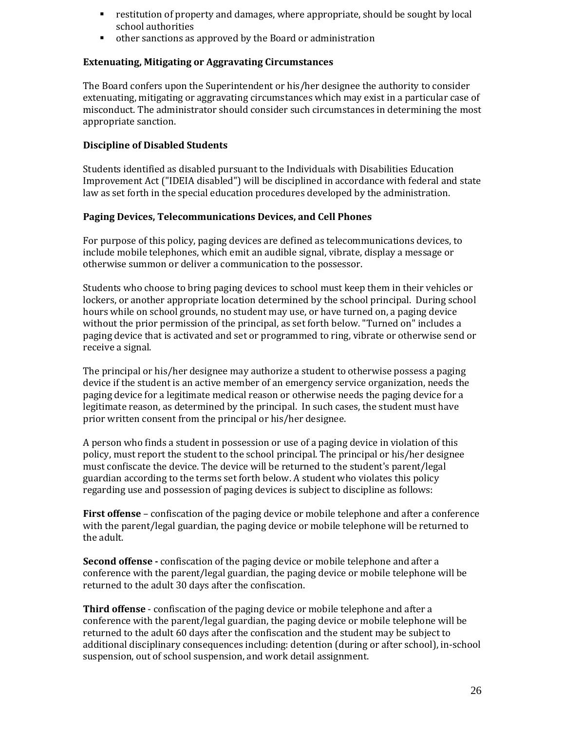- restitution of property and damages, where appropriate, should be sought by local school authorities
- other sanctions as approved by the Board or administration

**Extenuating, Mitigating or Aggravating Circumstances**

The Board confers upon the Superintendent or his/her designee the authority to consider extenuating, mitigating or aggravating circumstances which may exist in a particular case of misconduct. The administrator should consider such circumstances in determining the most appropriate sanction.

**Discipline of Disabled Students**

Students identified as disabled pursuant to the Individuals with Disabilities Education Improvement Act ("IDEIA disabled") will be disciplined in accordance with federal and state law as set forth in the special education procedures developed by the administration.

**Paging Devices, Telecommunications Devices, and Cell Phones**

For purpose of this policy, paging devices are defined as telecommunications devices, to include mobile telephones, which emit an audible signal, vibrate, display a message or otherwise summon or deliver a communication to the possessor.

Students who choose to bring paging devices to school must keep them in their vehicles or lockers, or another appropriate location determined by the school principal. During school hours while on school grounds, no student may use, or have turned on, a paging device without the prior permission of the principal, as set forth below. "Turned on" includes a paging device that is activated and set or programmed to ring, vibrate or otherwise send or receive a signal.

The principal or his/her designee may authorize a student to otherwise possess a paging device if the student is an active member of an emergency service organization, needs the paging device for a legitimate medical reason or otherwise needs the paging device for a legitimate reason, as determined by the principal. In such cases, the student must have prior written consent from the principal or his/her designee.

A person who finds a student in possession or use of a paging device in violation of this policy, must report the student to the school principal. The principal or his/her designee must confiscate the device. The device will be returned to the student's parent/legal guardian according to the terms set forth below. A student who violates this policy regarding use and possession of paging devices is subject to discipline as follows:

**First offense** – confiscation of the paging device or mobile telephone and after a conference with the parent/legal guardian, the paging device or mobile telephone will be returned to the adult.

**Second offense -** confiscation of the paging device or mobile telephone and after a conference with the parent/legal guardian, the paging device or mobile telephone will be returned to the adult 30 days after the confiscation.

**Third offense** - confiscation of the paging device or mobile telephone and after a conference with the parent/legal guardian, the paging device or mobile telephone will be returned to the adult 60 days after the confiscation and the student may be subject to additional disciplinary consequences including: detention (during or after school), in-school suspension, out of school suspension, and work detail assignment.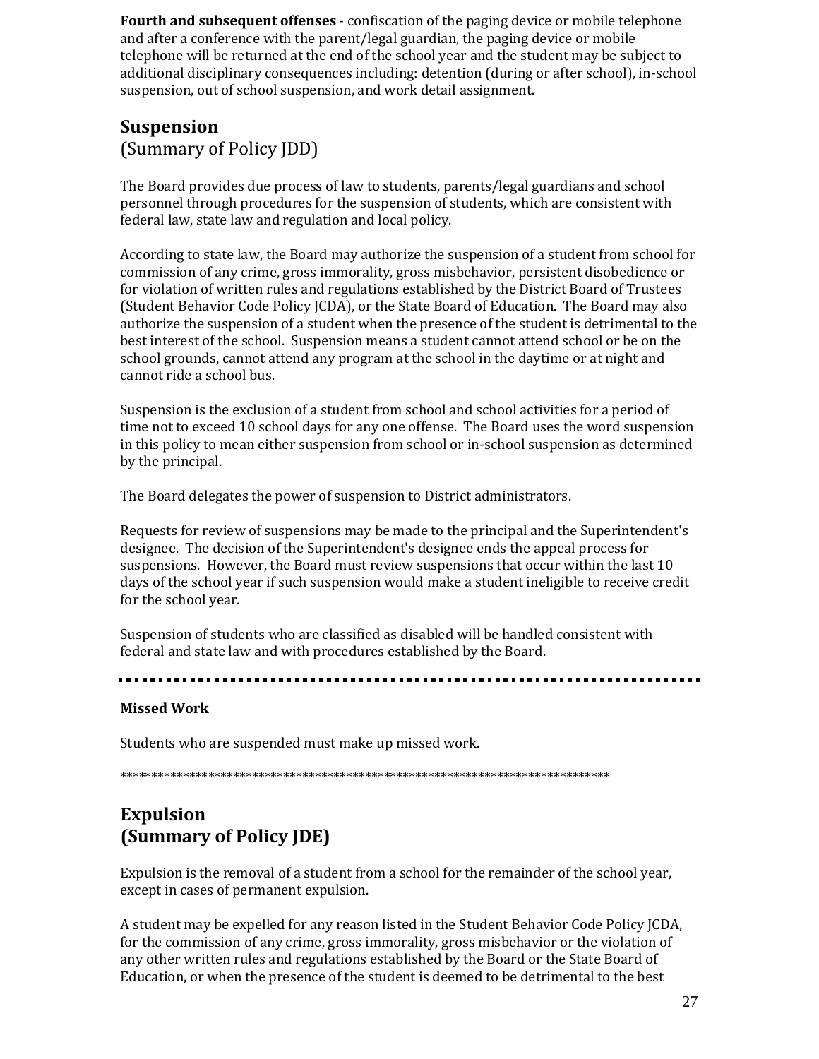**Fourth and subsequent offenses** - confiscation of the paging device or mobile telephone and after a conference with the parent/legal guardian, the paging device or mobile telephone will be returned at the end of the school year and the student may be subject to additional disciplinary consequences including: detention (during or after school), in-school suspension, out of school suspension, and work detail assignment.

## Suspension
(Summary of Policy JDD)

The Board provides due process of law to students, parents/legal guardians and school personnel through procedures for the suspension of students, which are consistent with federal law, state law and regulation and local policy.

According to state law, the Board may authorize the suspension of a student from school for commission of any crime, gross immorality, gross misbehavior, persistent disobedience or for violation of written rules and regulations established by the District Board of Trustees (Student Behavior Code Policy JCDA), or the State Board of Education. The Board may also authorize the suspension of a student when the presence of the student is detrimental to the best interest of the school. Suspension means a student cannot attend school or be on the school grounds, cannot attend any program at the school in the daytime or at night and cannot ride a school bus.

Suspension is the exclusion of a student from school and school activities for a period of time not to exceed 10 school days for any one offense. The Board uses the word suspension in this policy to mean either suspension from school or in-school suspension as determined by the principal.

The Board delegates the power of suspension to District administrators.

Requests for review of suspensions may be made to the principal and the Superintendent's designee. The decision of the Superintendent's designee ends the appeal process for suspensions. However, the Board must review suspensions that occur within the last 10 days of the school year if such suspension would make a student ineligible to receive credit for the school year.

Suspension of students who are classified as disabled will be handled consistent with federal and state law and with procedures established by the Board.

---

**Missed Work**

Students who are suspended must make up missed work.

*******************************************************************************

## Expulsion
## (Summary of Policy JDE)

Expulsion is the removal of a student from a school for the remainder of the school year, except in cases of permanent expulsion.

A student may be expelled for any reason listed in the Student Behavior Code Policy JCDA, for the commission of any crime, gross immorality, gross misbehavior or the violation of any other written rules and regulations established by the Board or the State Board of Education, or when the presence of the student is deemed to be detrimental to the best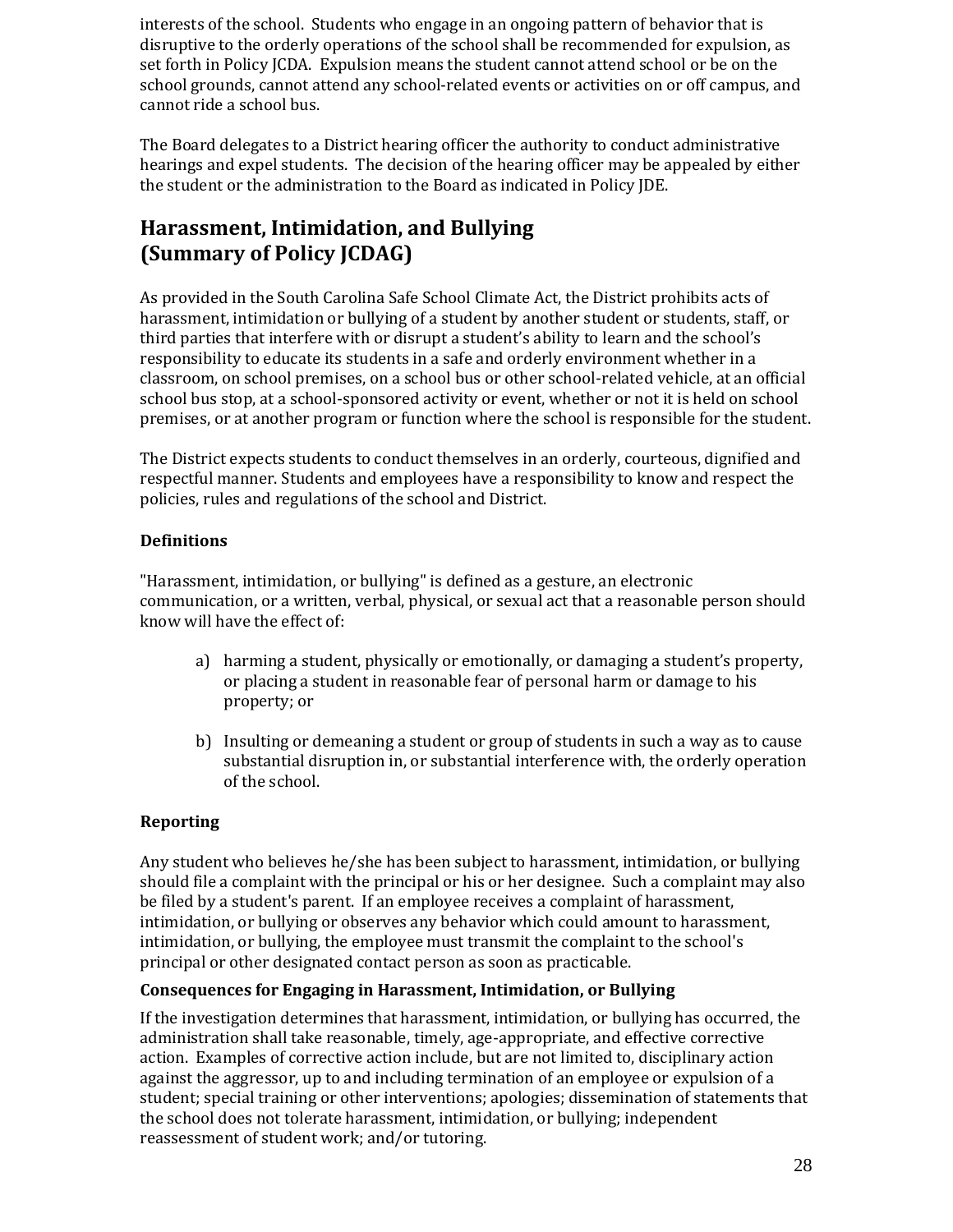interests of the school. Students who engage in an ongoing pattern of behavior that is disruptive to the orderly operations of the school shall be recommended for expulsion, as set forth in Policy JCDA. Expulsion means the student cannot attend school or be on the school grounds, cannot attend any school-related events or activities on or off campus, and cannot ride a school bus.

The Board delegates to a District hearing officer the authority to conduct administrative hearings and expel students. The decision of the hearing officer may be appealed by either the student or the administration to the Board as indicated in Policy JDE.

## Harassment, Intimidation, and Bullying (Summary of Policy JCDAG)

As provided in the South Carolina Safe School Climate Act, the District prohibits acts of harassment, intimidation or bullying of a student by another student or students, staff, or third parties that interfere with or disrupt a student's ability to learn and the school's responsibility to educate its students in a safe and orderly environment whether in a classroom, on school premises, on a school bus or other school-related vehicle, at an official school bus stop, at a school-sponsored activity or event, whether or not it is held on school premises, or at another program or function where the school is responsible for the student.

The District expects students to conduct themselves in an orderly, courteous, dignified and respectful manner. Students and employees have a responsibility to know and respect the policies, rules and regulations of the school and District.

### Definitions

"Harassment, intimidation, or bullying" is defined as a gesture, an electronic communication, or a written, verbal, physical, or sexual act that a reasonable person should know will have the effect of:

a) harming a student, physically or emotionally, or damaging a student's property, or placing a student in reasonable fear of personal harm or damage to his property; or

b) Insulting or demeaning a student or group of students in such a way as to cause substantial disruption in, or substantial interference with, the orderly operation of the school.

### Reporting

Any student who believes he/she has been subject to harassment, intimidation, or bullying should file a complaint with the principal or his or her designee. Such a complaint may also be filed by a student's parent. If an employee receives a complaint of harassment, intimidation, or bullying or observes any behavior which could amount to harassment, intimidation, or bullying, the employee must transmit the complaint to the school's principal or other designated contact person as soon as practicable.

### Consequences for Engaging in Harassment, Intimidation, or Bullying

If the investigation determines that harassment, intimidation, or bullying has occurred, the administration shall take reasonable, timely, age-appropriate, and effective corrective action. Examples of corrective action include, but are not limited to, disciplinary action against the aggressor, up to and including termination of an employee or expulsion of a student; special training or other interventions; apologies; dissemination of statements that the school does not tolerate harassment, intimidation, or bullying; independent reassessment of student work; and/or tutoring.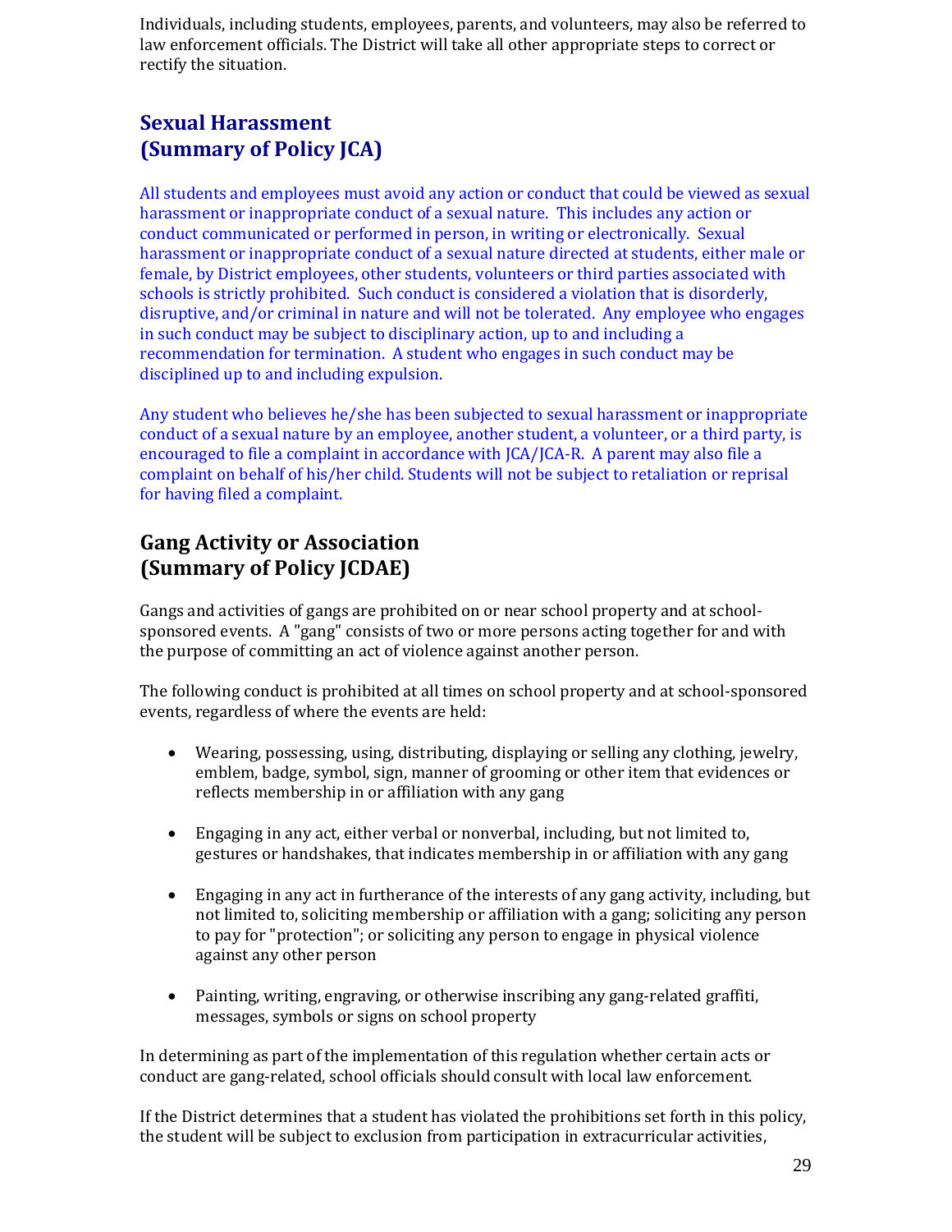Individuals, including students, employees, parents, and volunteers, may also be referred to law enforcement officials. The District will take all other appropriate steps to correct or rectify the situation.

## Sexual Harassment (Summary of Policy JCA)

All students and employees must avoid any action or conduct that could be viewed as sexual harassment or inappropriate conduct of a sexual nature. This includes any action or conduct communicated or performed in person, in writing or electronically. Sexual harassment or inappropriate conduct of a sexual nature directed at students, either male or female, by District employees, other students, volunteers or third parties associated with schools is strictly prohibited. Such conduct is considered a violation that is disorderly, disruptive, and/or criminal in nature and will not be tolerated. Any employee who engages in such conduct may be subject to disciplinary action, up to and including a recommendation for termination. A student who engages in such conduct may be disciplined up to and including expulsion.

Any student who believes he/she has been subjected to sexual harassment or inappropriate conduct of a sexual nature by an employee, another student, a volunteer, or a third party, is encouraged to file a complaint in accordance with JCA/JCA-R. A parent may also file a complaint on behalf of his/her child. Students will not be subject to retaliation or reprisal for having filed a complaint.

## Gang Activity or Association (Summary of Policy JCDAE)

Gangs and activities of gangs are prohibited on or near school property and at school-sponsored events. A "gang" consists of two or more persons acting together for and with the purpose of committing an act of violence against another person.

The following conduct is prohibited at all times on school property and at school-sponsored events, regardless of where the events are held:

- Wearing, possessing, using, distributing, displaying or selling any clothing, jewelry, emblem, badge, symbol, sign, manner of grooming or other item that evidences or reflects membership in or affiliation with any gang
- Engaging in any act, either verbal or nonverbal, including, but not limited to, gestures or handshakes, that indicates membership in or affiliation with any gang
- Engaging in any act in furtherance of the interests of any gang activity, including, but not limited to, soliciting membership or affiliation with a gang; soliciting any person to pay for "protection"; or soliciting any person to engage in physical violence against any other person
- Painting, writing, engraving, or otherwise inscribing any gang-related graffiti, messages, symbols or signs on school property

In determining as part of the implementation of this regulation whether certain acts or conduct are gang-related, school officials should consult with local law enforcement.

If the District determines that a student has violated the prohibitions set forth in this policy, the student will be subject to exclusion from participation in extracurricular activities,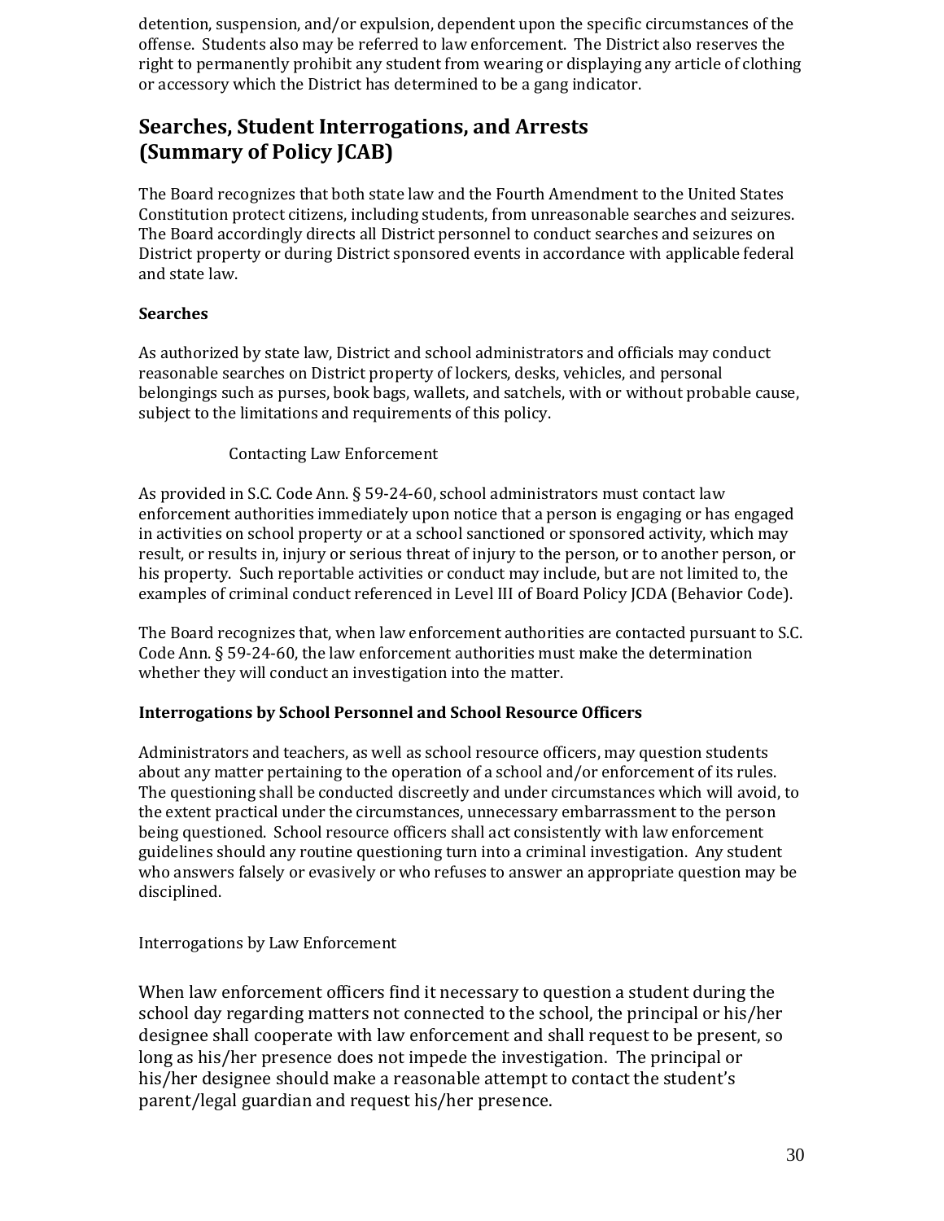detention, suspension, and/or expulsion, dependent upon the specific circumstances of the offense. Students also may be referred to law enforcement. The District also reserves the right to permanently prohibit any student from wearing or displaying any article of clothing or accessory which the District has determined to be a gang indicator.

## Searches, Student Interrogations, and Arrests (Summary of Policy JCAB)

The Board recognizes that both state law and the Fourth Amendment to the United States Constitution protect citizens, including students, from unreasonable searches and seizures. The Board accordingly directs all District personnel to conduct searches and seizures on District property or during District sponsored events in accordance with applicable federal and state law.

### Searches

As authorized by state law, District and school administrators and officials may conduct reasonable searches on District property of lockers, desks, vehicles, and personal belongings such as purses, book bags, wallets, and satchels, with or without probable cause, subject to the limitations and requirements of this policy.

Contacting Law Enforcement

As provided in S.C. Code Ann. § 59-24-60, school administrators must contact law enforcement authorities immediately upon notice that a person is engaging or has engaged in activities on school property or at a school sanctioned or sponsored activity, which may result, or results in, injury or serious threat of injury to the person, or to another person, or his property. Such reportable activities or conduct may include, but are not limited to, the examples of criminal conduct referenced in Level III of Board Policy JCDA (Behavior Code).

The Board recognizes that, when law enforcement authorities are contacted pursuant to S.C. Code Ann. § 59-24-60, the law enforcement authorities must make the determination whether they will conduct an investigation into the matter.

### Interrogations by School Personnel and School Resource Officers

Administrators and teachers, as well as school resource officers, may question students about any matter pertaining to the operation of a school and/or enforcement of its rules. The questioning shall be conducted discreetly and under circumstances which will avoid, to the extent practical under the circumstances, unnecessary embarrassment to the person being questioned. School resource officers shall act consistently with law enforcement guidelines should any routine questioning turn into a criminal investigation. Any student who answers falsely or evasively or who refuses to answer an appropriate question may be disciplined.

Interrogations by Law Enforcement

When law enforcement officers find it necessary to question a student during the school day regarding matters not connected to the school, the principal or his/her designee shall cooperate with law enforcement and shall request to be present, so long as his/her presence does not impede the investigation. The principal or his/her designee should make a reasonable attempt to contact the student's parent/legal guardian and request his/her presence.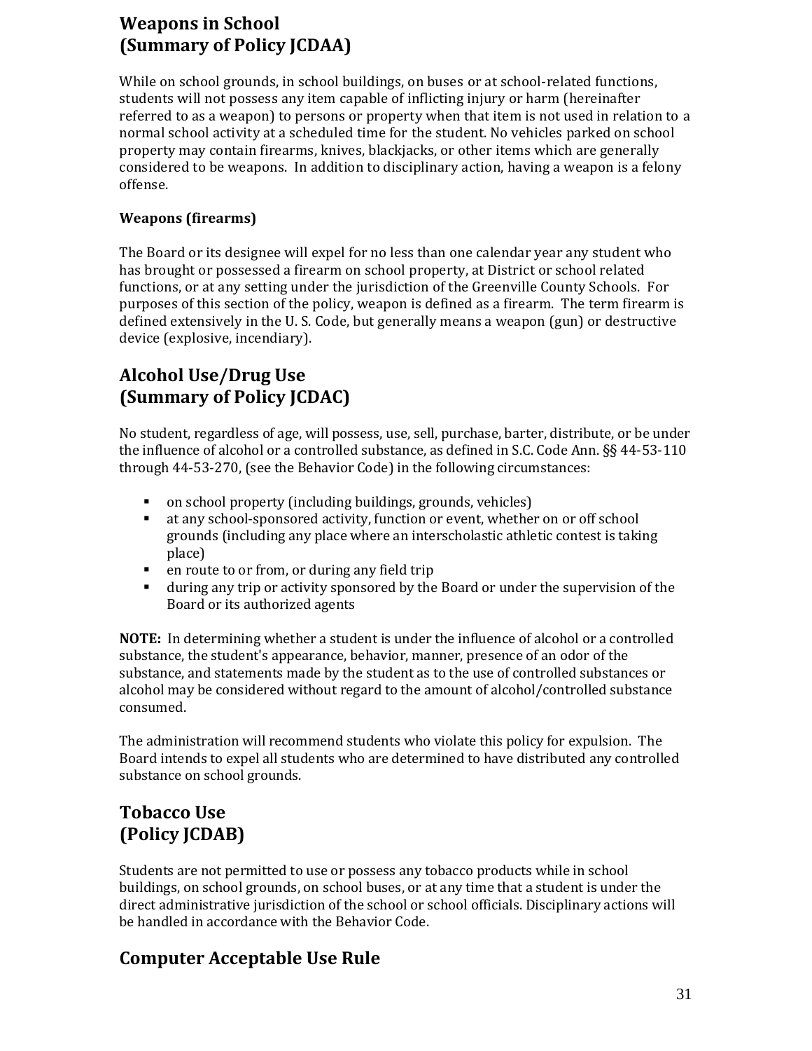## Weapons in School
## (Summary of Policy JCDAA)

While on school grounds, in school buildings, on buses or at school-related functions, students will not possess any item capable of inflicting injury or harm (hereinafter referred to as a weapon) to persons or property when that item is not used in relation to a normal school activity at a scheduled time for the student. No vehicles parked on school property may contain firearms, knives, blackjacks, or other items which are generally considered to be weapons. In addition to disciplinary action, having a weapon is a felony offense.

### Weapons (firearms)

The Board or its designee will expel for no less than one calendar year any student who has brought or possessed a firearm on school property, at District or school related functions, or at any setting under the jurisdiction of the Greenville County Schools. For purposes of this section of the policy, weapon is defined as a firearm. The term firearm is defined extensively in the U. S. Code, but generally means a weapon (gun) or destructive device (explosive, incendiary).

## Alcohol Use/Drug Use
## (Summary of Policy JCDAC)

No student, regardless of age, will possess, use, sell, purchase, barter, distribute, or be under the influence of alcohol or a controlled substance, as defined in S.C. Code Ann. §§ 44-53-110 through 44-53-270, (see the Behavior Code) in the following circumstances:

- on school property (including buildings, grounds, vehicles)
- at any school-sponsored activity, function or event, whether on or off school grounds (including any place where an interscholastic athletic contest is taking place)
- en route to or from, or during any field trip
- during any trip or activity sponsored by the Board or under the supervision of the Board or its authorized agents

**NOTE:** In determining whether a student is under the influence of alcohol or a controlled substance, the student's appearance, behavior, manner, presence of an odor of the substance, and statements made by the student as to the use of controlled substances or alcohol may be considered without regard to the amount of alcohol/controlled substance consumed.

The administration will recommend students who violate this policy for expulsion. The Board intends to expel all students who are determined to have distributed any controlled substance on school grounds.

## Tobacco Use
## (Policy JCDAB)

Students are not permitted to use or possess any tobacco products while in school buildings, on school grounds, on school buses, or at any time that a student is under the direct administrative jurisdiction of the school or school officials. Disciplinary actions will be handled in accordance with the Behavior Code.

## Computer Acceptable Use Rule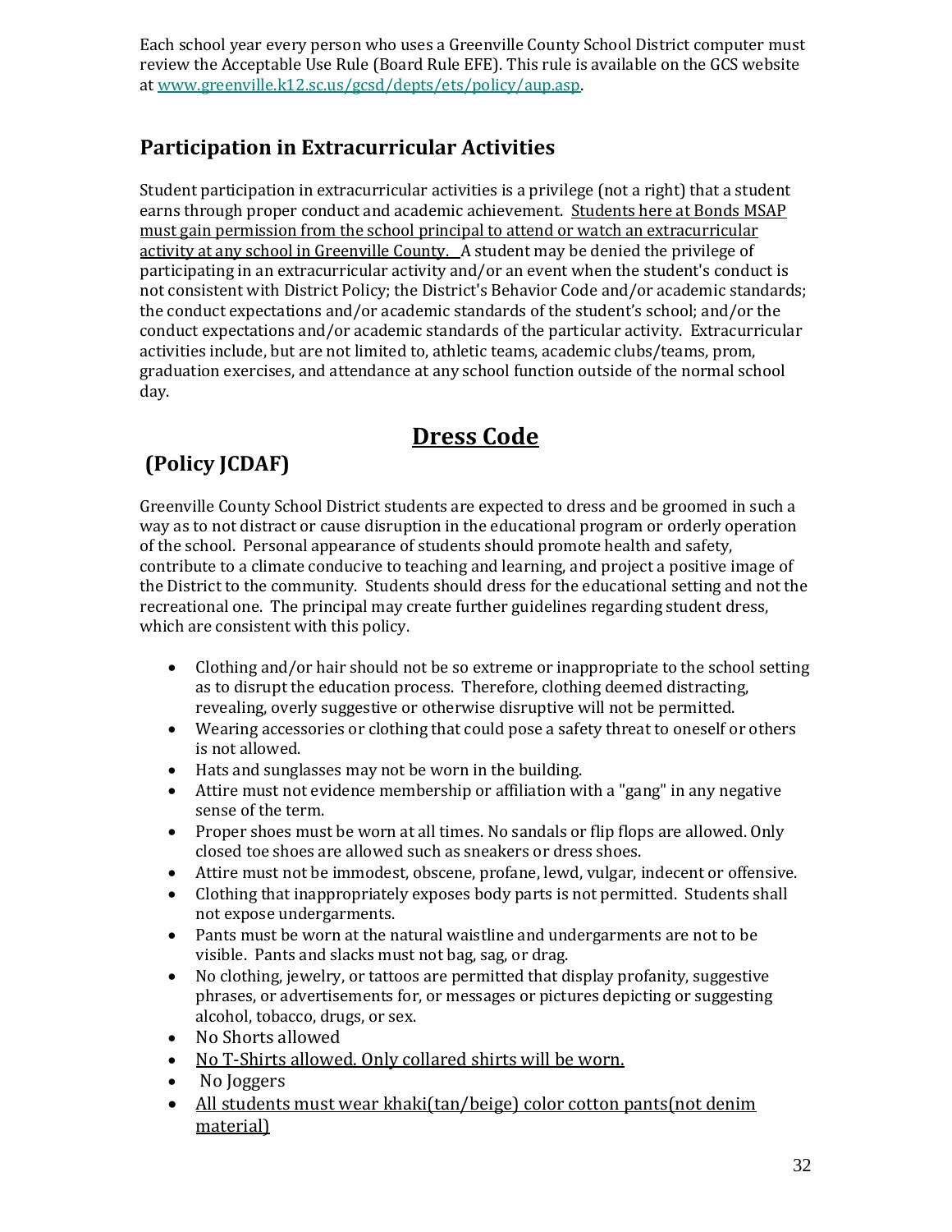Each school year every person who uses a Greenville County School District computer must review the Acceptable Use Rule (Board Rule EFE). This rule is available on the GCS website at [www.greenville.k12.sc.us/gcsd/depts/ets/policy/aup.asp](www.greenville.k12.sc.us/gcsd/depts/ets/policy/aup.asp).

## Participation in Extracurricular Activities

Student participation in extracurricular activities is a privilege (not a right) that a student earns through proper conduct and academic achievement. <u>Students here at Bonds MSAP must gain permission from the school principal to attend or watch an extracurricular activity at any school in Greenville County.</u> A student may be denied the privilege of participating in an extracurricular activity and/or an event when the student's conduct is not consistent with District Policy; the District's Behavior Code and/or academic standards; the conduct expectations and/or academic standards of the student's school; and/or the conduct expectations and/or academic standards of the particular activity. Extracurricular activities include, but are not limited to, athletic teams, academic clubs/teams, prom, graduation exercises, and attendance at any school function outside of the normal school day.

# <u>Dress Code</u>

## (Policy JCDAF)

Greenville County School District students are expected to dress and be groomed in such a way as to not distract or cause disruption in the educational program or orderly operation of the school. Personal appearance of students should promote health and safety, contribute to a climate conducive to teaching and learning, and project a positive image of the District to the community. Students should dress for the educational setting and not the recreational one. The principal may create further guidelines regarding student dress, which are consistent with this policy.

- Clothing and/or hair should not be so extreme or inappropriate to the school setting as to disrupt the education process. Therefore, clothing deemed distracting, revealing, overly suggestive or otherwise disruptive will not be permitted.
- Wearing accessories or clothing that could pose a safety threat to oneself or others is not allowed.
- Hats and sunglasses may not be worn in the building.
- Attire must not evidence membership or affiliation with a "gang" in any negative sense of the term.
- Proper shoes must be worn at all times. No sandals or flip flops are allowed. Only closed toe shoes are allowed such as sneakers or dress shoes.
- Attire must not be immodest, obscene, profane, lewd, vulgar, indecent or offensive.
- Clothing that inappropriately exposes body parts is not permitted. Students shall not expose undergarments.
- Pants must be worn at the natural waistline and undergarments are not to be visible. Pants and slacks must not bag, sag, or drag.
- No clothing, jewelry, or tattoos are permitted that display profanity, suggestive phrases, or advertisements for, or messages or pictures depicting or suggesting alcohol, tobacco, drugs, or sex.
- No Shorts allowed
- <u>No T-Shirts allowed. Only collared shirts will be worn.</u>
- No Joggers
- <u>All students must wear khaki(tan/beige) color cotton pants(not denim material)</u>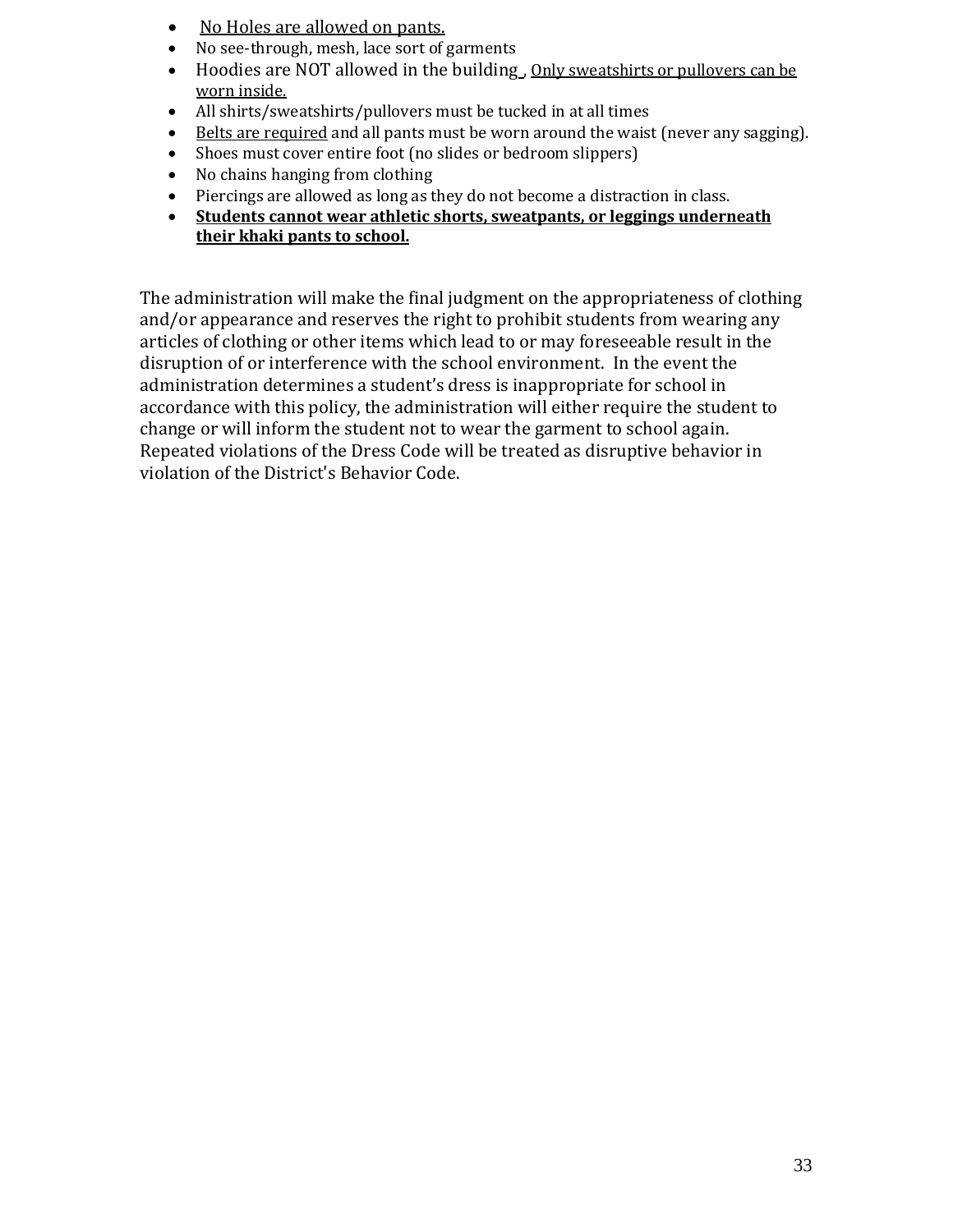- No Holes are allowed on pants.
- No see-through, mesh, lace sort of garments
- Hoodies are NOT allowed in the building , Only sweatshirts or pullovers can be worn inside.
- All shirts/sweatshirts/pullovers must be tucked in at all times
- Belts are required and all pants must be worn around the waist (never any sagging).
- Shoes must cover entire foot (no slides or bedroom slippers)
- No chains hanging from clothing
- Piercings are allowed as long as they do not become a distraction in class.
- **Students cannot wear athletic shorts, sweatpants, or leggings underneath their khaki pants to school.**

The administration will make the final judgment on the appropriateness of clothing and/or appearance and reserves the right to prohibit students from wearing any articles of clothing or other items which lead to or may foreseeable result in the disruption of or interference with the school environment. In the event the administration determines a student's dress is inappropriate for school in accordance with this policy, the administration will either require the student to change or will inform the student not to wear the garment to school again. Repeated violations of the Dress Code will be treated as disruptive behavior in violation of the District's Behavior Code.